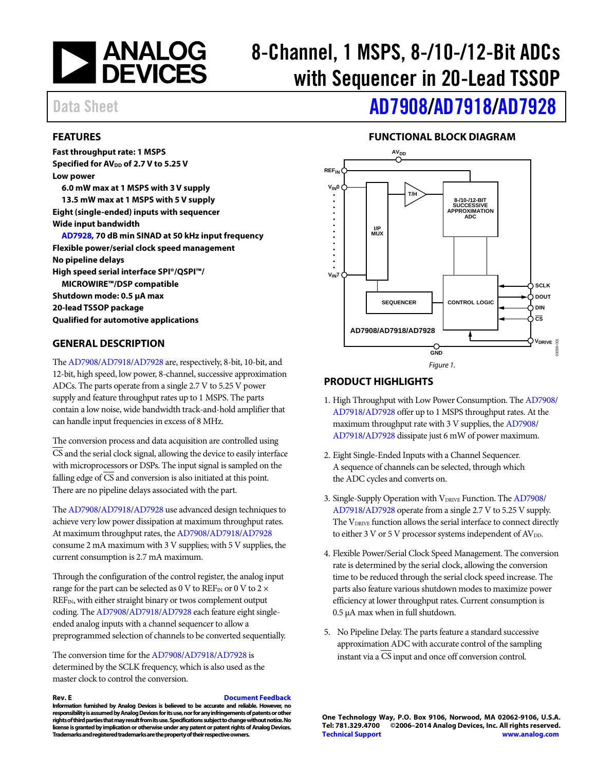# 8-Channel, 1 MSPS, 8-/10-/12-Bit ADCs with Sequencer in 20-Lead TSSOP

Data Sheet

# AD7908/AD7918/AD7928

## FEATURES

**Fast throughput rate: 1 MSPS**
**Specified for $AV_{DD}$ of 2.7 V to 5.25 V**
**Low power**
- **6.0 mW max at 1 MSPS with 3 V supply**
- **13.5 mW max at 1 MSPS with 5 V supply**

**Eight (single-ended) inputs with sequencer**
**Wide input bandwidth**
- **AD7928, 70 dB min SINAD at 50 kHz input frequency**

**Flexible power/serial clock speed management**
**No pipeline delays**
**High speed serial interface SPI®/QSPI™/ MICROWIRE™/DSP compatible**
**Shutdown mode: 0.5 µA max**
**20-lead TSSOP package**
**Qualified for automotive applications**

## GENERAL DESCRIPTION

The AD7908/AD7918/AD7928 are, respectively, 8-bit, 10-bit, and 12-bit, high speed, low power, 8-channel, successive approximation ADCs. The parts operate from a single 2.7 V to 5.25 V power supply and feature throughput rates up to 1 MSPS. The parts contain a low noise, wide bandwidth track-and-hold amplifier that can handle input frequencies in excess of 8 MHz.

The conversion process and data acquisition are controlled using CS and the serial clock signal, allowing the device to easily interface with microprocessors or DSPs. The input signal is sampled on the falling edge of CS and conversion is also initiated at this point. There are no pipeline delays associated with the part.

The AD7908/AD7918/AD7928 use advanced design techniques to achieve very low power dissipation at maximum throughput rates. At maximum throughput rates, the AD7908/AD7918/AD7928 consume 2 mA maximum with 3 V supplies; with 5 V supplies, the current consumption is 2.7 mA maximum.

Through the configuration of the control register, the analog input range for the part can be selected as 0 V to $REF_{IN}$ or 0 V to 2 × $REF_{IN}$, with either straight binary or twos complement output coding. The AD7908/AD7918/AD7928 each feature eight single-ended analog inputs with a channel sequencer to allow a preprogrammed selection of channels to be converted sequentially.

The conversion time for the AD7908/AD7918/AD7928 is determined by the SCLK frequency, which is also used as the master clock to control the conversion.

## FUNCTIONAL BLOCK DIAGRAM

Figure 1.

## PRODUCT HIGHLIGHTS

1. High Throughput with Low Power Consumption. The AD7908/AD7918/AD7928 offer up to 1 MSPS throughput rates. At the maximum throughput rate with 3 V supplies, the AD7908/AD7918/AD7928 dissipate just 6 mW of power maximum.
2. Eight Single-Ended Inputs with a Channel Sequencer. A sequence of channels can be selected, through which the ADC cycles and converts on.
3. Single-Supply Operation with $V_{DRIVE}$ Function. The AD7908/AD7918/AD7928 operate from a single 2.7 V to 5.25 V supply. The $V_{DRIVE}$ function allows the serial interface to connect directly to either 3 V or 5 V processor systems independent of $AV_{DD}$.
4. Flexible Power/Serial Clock Speed Management. The conversion rate is determined by the serial clock, allowing the conversion time to be reduced through the serial clock speed increase. The parts also feature various shutdown modes to maximize power efficiency at lower throughput rates. Current consumption is 0.5 µA max when in full shutdown.
5. No Pipeline Delay. The parts feature a standard successive approximation ADC with accurate control of the sampling instant via a CS input and once off conversion control.

Rev. E Document Feedback

**Information furnished by Analog Devices is believed to be accurate and reliable. However, no responsibility is assumed by Analog Devices for its use, nor for any infringements of patents or other rights of third parties that may result from its use. Specifications subject to change without notice. No license is granted by implication or otherwise under any patent or patent rights of Analog Devices. Trademarks and registered trademarks are the property of their respective owners.**

**One Technology Way, P.O. Box 9106, Norwood, MA 02062-9106, U.S.A.**
**Tel: 781.329.4700 ©2006–2014 Analog Devices, Inc. All rights reserved.**
**Technical Support www.analog.com**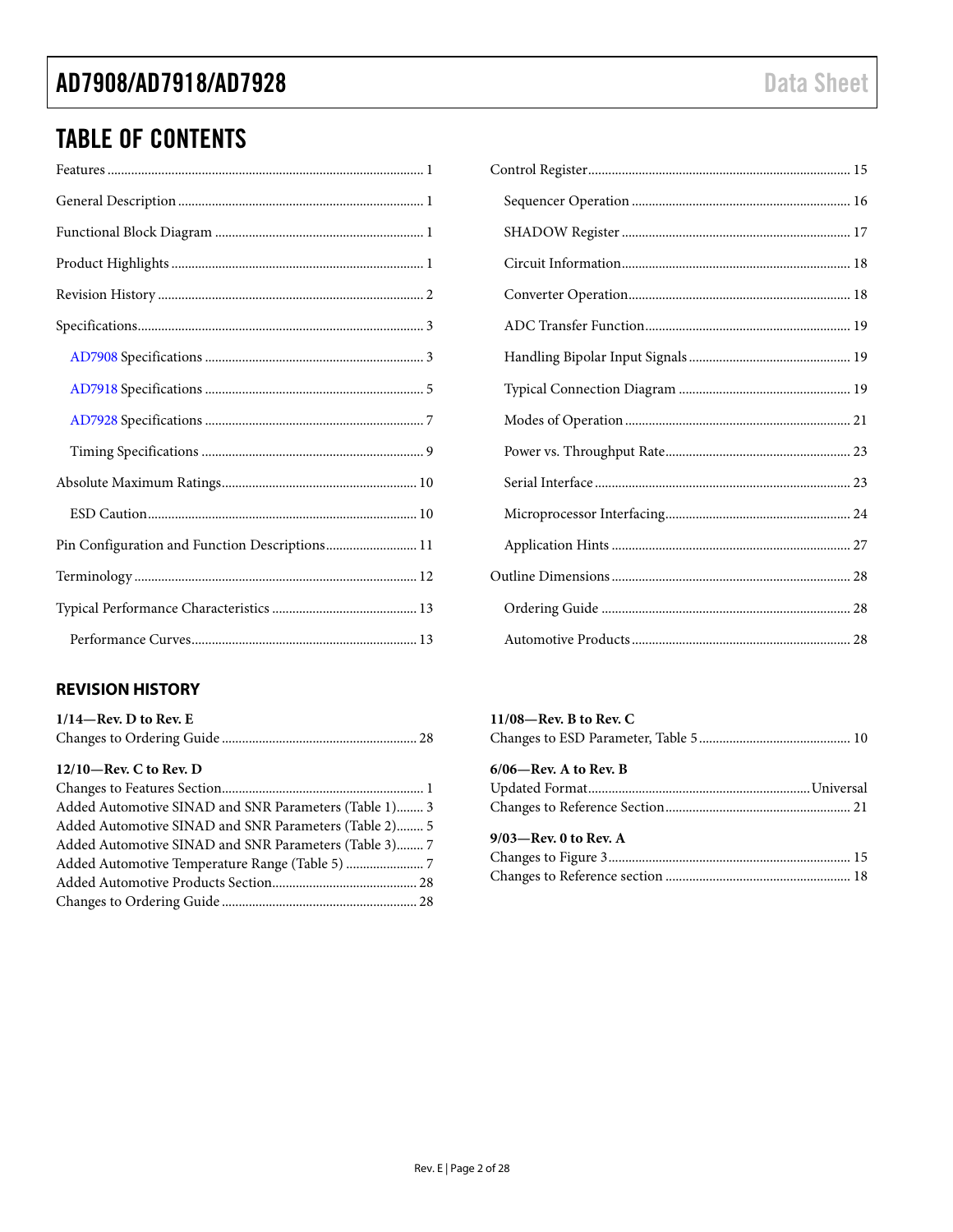## TABLE OF CONTENTS

Features ... 1
General Description ... 1
Functional Block Diagram ... 1
Product Highlights ... 1
Revision History ... 2
Specifications ... 3
- AD7908 Specifications ... 3
- AD7918 Specifications ... 5
- AD7928 Specifications ... 7
- Timing Specifications ... 9

Absolute Maximum Ratings ... 10
- ESD Caution ... 10

Pin Configuration and Function Descriptions ... 11
Terminology ... 12
Typical Performance Characteristics ... 13
- Performance Curves ... 13

Control Register ... 15
- Sequencer Operation ... 16
- SHADOW Register ... 17
- Circuit Information ... 18
- Converter Operation ... 18
- ADC Transfer Function ... 19
- Handling Bipolar Input Signals ... 19
- Typical Connection Diagram ... 19
- Modes of Operation ... 21
- Power vs. Throughput Rate ... 23
- Serial Interface ... 23
- Microprocessor Interfacing ... 24
- Application Hints ... 27

Outline Dimensions ... 28
- Ordering Guide ... 28
- Automotive Products ... 28

### REVISION HISTORY

**1/14—Rev. D to Rev. E**
Changes to Ordering Guide ... 28

**12/10—Rev. C to Rev. D**
Changes to Features Section ... 1
Added Automotive SINAD and SNR Parameters (Table 1) ... 3
Added Automotive SINAD and SNR Parameters (Table 2) ... 5
Added Automotive SINAD and SNR Parameters (Table 3) ... 7
Added Automotive Temperature Range (Table 5) ... 7
Added Automotive Products Section ... 28
Changes to Ordering Guide ... 28

**11/08—Rev. B to Rev. C**
Changes to ESD Parameter, Table 5 ... 10

**6/06—Rev. A to Rev. B**
Updated Format ... Universal
Changes to Reference Section ... 21

**9/03—Rev. 0 to Rev. A**
Changes to Figure 3 ... 15
Changes to Reference section ... 18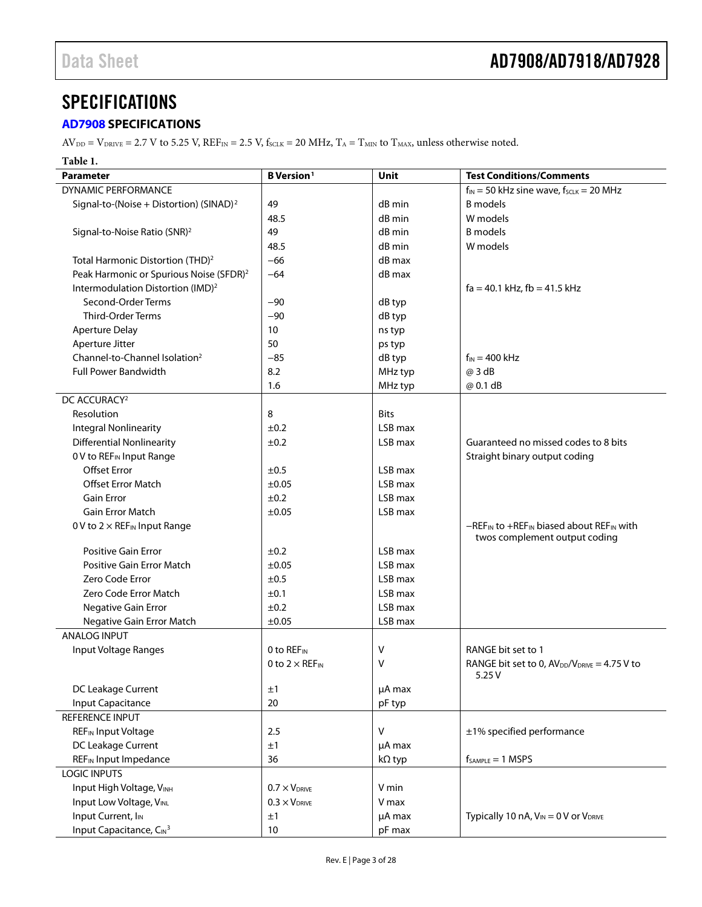# SPECIFICATIONS

## AD7908 SPECIFICATIONS

$AV_{DD} = V_{DRIVE} = 2.7$ V to 5.25 V, $REF_{IN} = 2.5$ V, $f_{SCLK} = 20$ MHz, $T_A = T_{MIN}$ to $T_{MAX}$, unless otherwise noted.

**Table 1.**

| Parameter | B Version[1] | Unit | Test Conditions/Comments |
|---|---|---|---|
| DYNAMIC PERFORMANCE | | | $f_{IN} = 50$ kHz sine wave, $f_{SCLK} = 20$ MHz |
| Signal-to-(Noise + Distortion) (SINAD)[2] | 49 | dB min | B models |
| | 48.5 | dB min | W models |
| Signal-to-Noise Ratio (SNR)[2] | 49 | dB min | B models |
| | 48.5 | dB min | W models |
| Total Harmonic Distortion (THD)[2] | −66 | dB max | |
| Peak Harmonic or Spurious Noise (SFDR)[2] | −64 | dB max | |
| Intermodulation Distortion (IMD)[2] | | | fa = 40.1 kHz, fb = 41.5 kHz |
| Second-Order Terms | −90 | dB typ | |
| Third-Order Terms | −90 | dB typ | |
| Aperture Delay | 10 | ns typ | |
| Aperture Jitter | 50 | ps typ | |
| Channel-to-Channel Isolation[2] | −85 | dB typ | $f_{IN} = 400$ kHz |
| Full Power Bandwidth | 8.2 | MHz typ | @ 3 dB |
| | 1.6 | MHz typ | @ 0.1 dB |
| DC ACCURACY[2] | | | |
| Resolution | 8 | Bits | |
| Integral Nonlinearity | ±0.2 | LSB max | |
| Differential Nonlinearity | ±0.2 | LSB max | Guaranteed no missed codes to 8 bits |
| 0 V to $REF_{IN}$ Input Range | | | Straight binary output coding |
| Offset Error | ±0.5 | LSB max | |
| Offset Error Match | ±0.05 | LSB max | |
| Gain Error | ±0.2 | LSB max | |
| Gain Error Match | ±0.05 | LSB max | |
| 0 V to 2 × $REF_{IN}$ Input Range | | | $-REF_{IN}$ to $+REF_{IN}$ biased about $REF_{IN}$ with twos complement output coding |
| Positive Gain Error | ±0.2 | LSB max | |
| Positive Gain Error Match | ±0.05 | LSB max | |
| Zero Code Error | ±0.5 | LSB max | |
| Zero Code Error Match | ±0.1 | LSB max | |
| Negative Gain Error | ±0.2 | LSB max | |
| Negative Gain Error Match | ±0.05 | LSB max | |
| ANALOG INPUT | | | |
| Input Voltage Ranges | 0 to $REF_{IN}$ | V | RANGE bit set to 1 |
| | 0 to 2 × $REF_{IN}$ | V | RANGE bit set to 0, $AV_{DD}/V_{DRIVE} = 4.75$ V to 5.25 V |
| DC Leakage Current | ±1 | µA max | |
| Input Capacitance | 20 | pF typ | |
| REFERENCE INPUT | | | |
| $REF_{IN}$ Input Voltage | 2.5 | V | ±1% specified performance |
| DC Leakage Current | ±1 | µA max | |
| $REF_{IN}$ Input Impedance | 36 | kΩ typ | $f_{SAMPLE} = 1$ MSPS |
| LOGIC INPUTS | | | |
| Input High Voltage, $V_{INH}$ | 0.7 × $V_{DRIVE}$ | V min | |
| Input Low Voltage, $V_{INL}$ | 0.3 × $V_{DRIVE}$ | V max | |
| Input Current, $I_{IN}$ | ±1 | µA max | Typically 10 nA, $V_{IN} = 0$ V or $V_{DRIVE}$ |
| Input Capacitance, $C_{IN}$[3] | 10 | pF max | |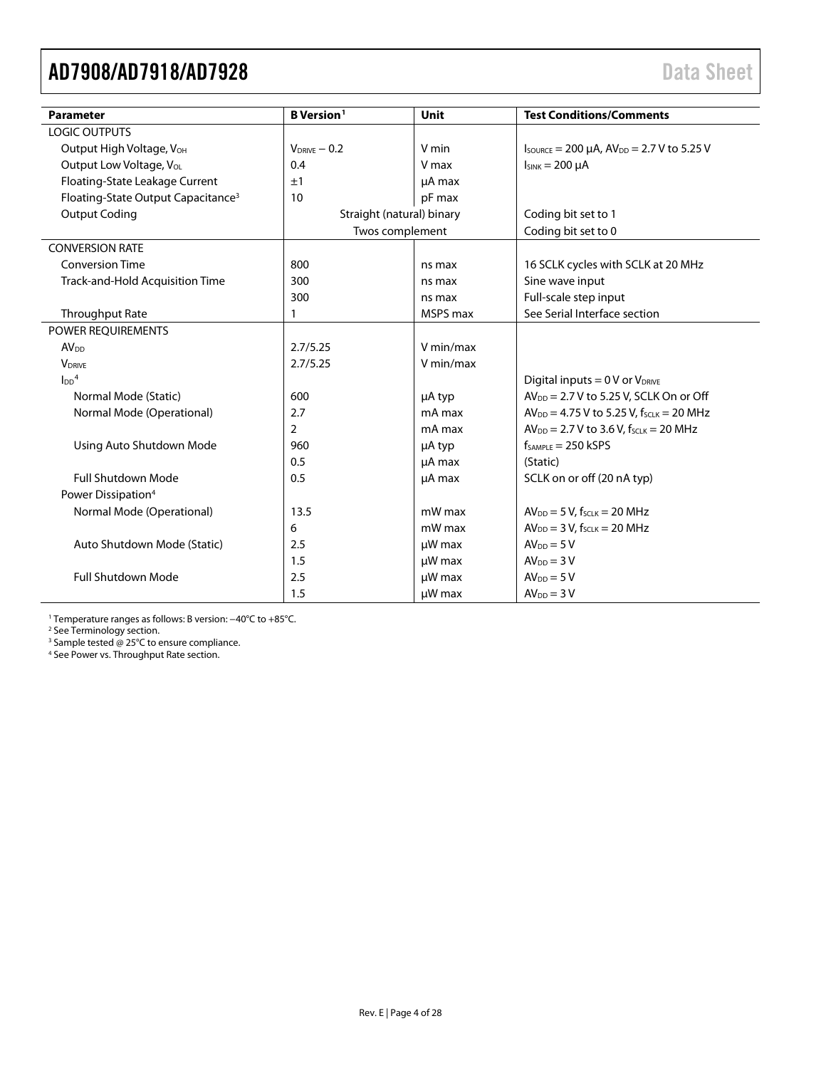| Parameter | B Version[1] | Unit | Test Conditions/Comments |
|---|---|---|---|
| LOGIC OUTPUTS | | | |
| Output High Voltage, $V_{OH}$ | $V_{DRIVE} - 0.2$ | V min | $I_{SOURCE}$ = 200 µA, $AV_{DD}$ = 2.7 V to 5.25 V |
| Output Low Voltage, $V_{OL}$ | 0.4 | V max | $I_{SINK}$ = 200 µA |
| Floating-State Leakage Current | ±1 | µA max | |
| Floating-State Output Capacitance[3] | 10 | pF max | |
| Output Coding | Straight (natural) binary | | Coding bit set to 1 |
| | Twos complement | | Coding bit set to 0 |
| CONVERSION RATE | | | |
| Conversion Time | 800 | ns max | 16 SCLK cycles with SCLK at 20 MHz |
| Track-and-Hold Acquisition Time | 300 | ns max | Sine wave input |
| | 300 | ns max | Full-scale step input |
| Throughput Rate | 1 | MSPS max | See Serial Interface section |
| POWER REQUIREMENTS | | | |
| $AV_{DD}$ | 2.7/5.25 | V min/max | |
| $V_{DRIVE}$ | 2.7/5.25 | V min/max | |
| $I_{DD}$[4] | | | Digital inputs = 0 V or $V_{DRIVE}$ |
| Normal Mode (Static) | 600 | µA typ | $AV_{DD}$ = 2.7 V to 5.25 V, SCLK On or Off |
| Normal Mode (Operational) | 2.7 | mA max | $AV_{DD}$ = 4.75 V to 5.25 V, $f_{SCLK}$ = 20 MHz |
| | 2 | mA max | $AV_{DD}$ = 2.7 V to 3.6 V, $f_{SCLK}$ = 20 MHz |
| Using Auto Shutdown Mode | 960 | µA typ | $f_{SAMPLE}$ = 250 kSPS |
| | 0.5 | µA max | (Static) |
| Full Shutdown Mode | 0.5 | µA max | SCLK on or off (20 nA typ) |
| Power Dissipation[4] | | | |
| Normal Mode (Operational) | 13.5 | mW max | $AV_{DD}$ = 5 V, $f_{SCLK}$ = 20 MHz |
| | 6 | mW max | $AV_{DD}$ = 3 V, $f_{SCLK}$ = 20 MHz |
| Auto Shutdown Mode (Static) | 2.5 | µW max | $AV_{DD}$ = 5 V |
| | 1.5 | µW max | $AV_{DD}$ = 3 V |
| Full Shutdown Mode | 2.5 | µW max | $AV_{DD}$ = 5 V |
| | 1.5 | µW max | $AV_{DD}$ = 3 V |

[1] Temperature ranges as follows: B version: −40°C to +85°C.
[2] See Terminology section.
[3] Sample tested @ 25°C to ensure compliance.
[4] See Power vs. Throughput Rate section.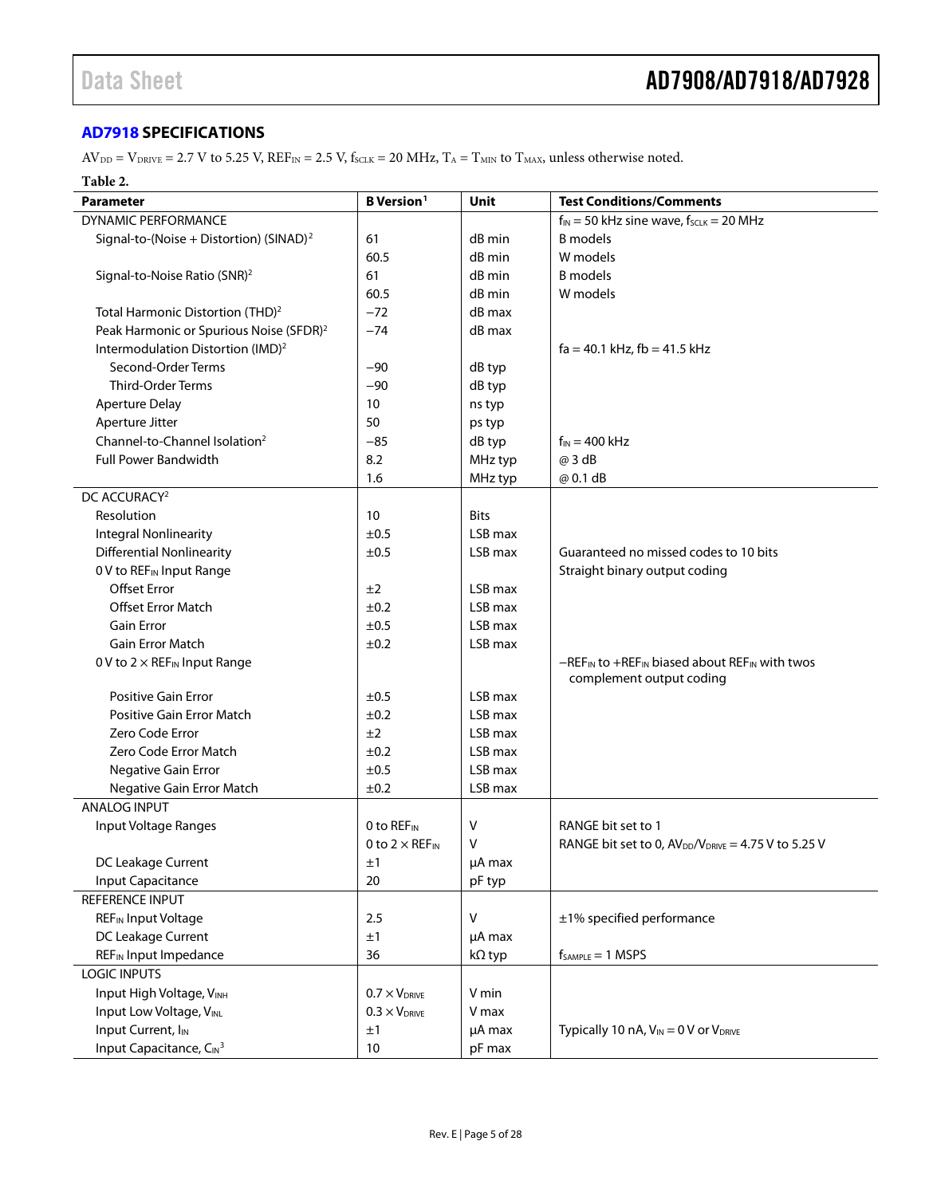## AD7918 SPECIFICATIONS

$AV_{DD} = V_{DRIVE} = 2.7$ V to 5.25 V, $REF_{IN} = 2.5$ V, $f_{SCLK} = 20$ MHz, $T_A = T_{MIN}$ to $T_{MAX}$, unless otherwise noted.

**Table 2.**

| Parameter | B Version[1] | Unit | Test Conditions/Comments |
|---|---|---|---|
| DYNAMIC PERFORMANCE | | | $f_{IN}$ = 50 kHz sine wave, $f_{SCLK}$ = 20 MHz |
| Signal-to-(Noise + Distortion) (SINAD)[2] | 61 | dB min | B models |
| | 60.5 | dB min | W models |
| Signal-to-Noise Ratio (SNR)[2] | 61 | dB min | B models |
| | 60.5 | dB min | W models |
| Total Harmonic Distortion (THD)[2] | −72 | dB max | |
| Peak Harmonic or Spurious Noise (SFDR)[2] | −74 | dB max | |
| Intermodulation Distortion (IMD)[2] | | | fa = 40.1 kHz, fb = 41.5 kHz |
| Second-Order Terms | −90 | dB typ | |
| Third-Order Terms | −90 | dB typ | |
| Aperture Delay | 10 | ns typ | |
| Aperture Jitter | 50 | ps typ | |
| Channel-to-Channel Isolation[2] | −85 | dB typ | $f_{IN}$ = 400 kHz |
| Full Power Bandwidth | 8.2 | MHz typ | @ 3 dB |
| | 1.6 | MHz typ | @ 0.1 dB |
| DC ACCURACY[2] | | | |
| Resolution | 10 | Bits | |
| Integral Nonlinearity | ±0.5 | LSB max | |
| Differential Nonlinearity | ±0.5 | LSB max | Guaranteed no missed codes to 10 bits |
| 0 V to $REF_{IN}$ Input Range | | | Straight binary output coding |
| Offset Error | ±2 | LSB max | |
| Offset Error Match | ±0.2 | LSB max | |
| Gain Error | ±0.5 | LSB max | |
| Gain Error Match | ±0.2 | LSB max | |
| 0 V to 2 × $REF_{IN}$ Input Range | | | −$REF_{IN}$ to +$REF_{IN}$ biased about $REF_{IN}$ with twos complement output coding |
| Positive Gain Error | ±0.5 | LSB max | |
| Positive Gain Error Match | ±0.2 | LSB max | |
| Zero Code Error | ±2 | LSB max | |
| Zero Code Error Match | ±0.2 | LSB max | |
| Negative Gain Error | ±0.5 | LSB max | |
| Negative Gain Error Match | ±0.2 | LSB max | |
| ANALOG INPUT | | | |
| Input Voltage Ranges | 0 to $REF_{IN}$ | V | RANGE bit set to 1 |
| | 0 to 2 × $REF_{IN}$ | V | RANGE bit set to 0, $AV_{DD}/V_{DRIVE}$ = 4.75 V to 5.25 V |
| DC Leakage Current | ±1 | µA max | |
| Input Capacitance | 20 | pF typ | |
| REFERENCE INPUT | | | |
| $REF_{IN}$ Input Voltage | 2.5 | V | ±1% specified performance |
| DC Leakage Current | ±1 | µA max | |
| $REF_{IN}$ Input Impedance | 36 | kΩ typ | $f_{SAMPLE}$ = 1 MSPS |
| LOGIC INPUTS | | | |
| Input High Voltage, $V_{INH}$ | 0.7 × $V_{DRIVE}$ | V min | |
| Input Low Voltage, $V_{INL}$ | 0.3 × $V_{DRIVE}$ | V max | |
| Input Current, $I_{IN}$ | ±1 | µA max | Typically 10 nA, $V_{IN}$ = 0 V or $V_{DRIVE}$ |
| Input Capacitance, $C_{IN}$[3] | 10 | pF max | |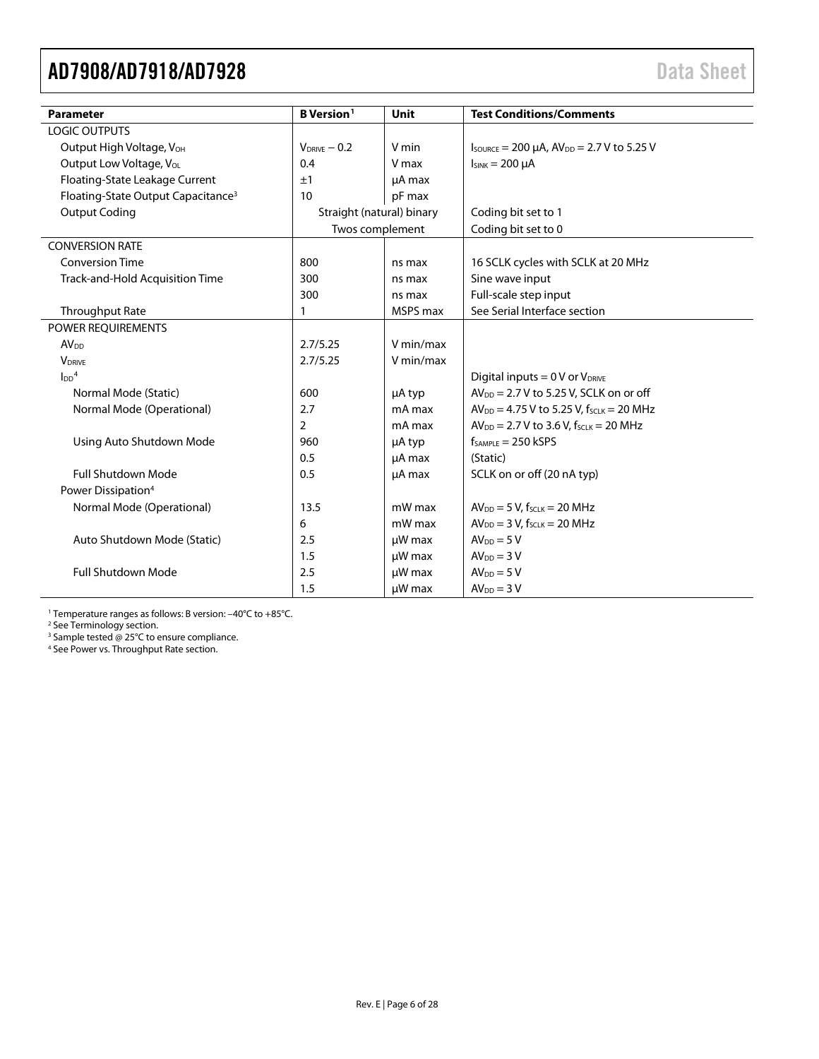| Parameter | B Version[1] | Unit | Test Conditions/Comments |
|---|---|---|---|
| LOGIC OUTPUTS | | | |
| Output High Voltage, $V_{OH}$ | $V_{DRIVE} - 0.2$ | V min | $I_{SOURCE} = 200$ µA, $AV_{DD} = 2.7$ V to 5.25 V |
| Output Low Voltage, $V_{OL}$ | 0.4 | V max | $I_{SINK} = 200$ µA |
| Floating-State Leakage Current | ±1 | µA max | |
| Floating-State Output Capacitance[3] | 10 | pF max | |
| Output Coding | Straight (natural) binary | | Coding bit set to 1 |
| | Twos complement | | Coding bit set to 0 |
| CONVERSION RATE | | | |
| Conversion Time | 800 | ns max | 16 SCLK cycles with SCLK at 20 MHz |
| Track-and-Hold Acquisition Time | 300 | ns max | Sine wave input |
| | 300 | ns max | Full-scale step input |
| Throughput Rate | 1 | MSPS max | See Serial Interface section |
| POWER REQUIREMENTS | | | |
| $AV_{DD}$ | 2.7/5.25 | V min/max | |
| $V_{DRIVE}$ | 2.7/5.25 | V min/max | |
| $I_{DD}$[4] | | | Digital inputs = 0 V or $V_{DRIVE}$ |
| Normal Mode (Static) | 600 | µA typ | $AV_{DD} = 2.7$ V to 5.25 V, SCLK on or off |
| Normal Mode (Operational) | 2.7 | mA max | $AV_{DD} = 4.75$ V to 5.25 V, $f_{SCLK} = 20$ MHz |
| | 2 | mA max | $AV_{DD} = 2.7$ V to 3.6 V, $f_{SCLK} = 20$ MHz |
| Using Auto Shutdown Mode | 960 | µA typ | $f_{SAMPLE} = 250$ kSPS |
| | 0.5 | µA max | (Static) |
| Full Shutdown Mode | 0.5 | µA max | SCLK on or off (20 nA typ) |
| Power Dissipation[4] | | | |
| Normal Mode (Operational) | 13.5 | mW max | $AV_{DD} = 5$ V, $f_{SCLK} = 20$ MHz |
| | 6 | mW max | $AV_{DD} = 3$ V, $f_{SCLK} = 20$ MHz |
| Auto Shutdown Mode (Static) | 2.5 | µW max | $AV_{DD} = 5$ V |
| | 1.5 | µW max | $AV_{DD} = 3$ V |
| Full Shutdown Mode | 2.5 | µW max | $AV_{DD} = 5$ V |
| | 1.5 | µW max | $AV_{DD} = 3$ V |

[1] Temperature ranges as follows: B version: −40°C to +85°C.
[2] See Terminology section.
[3] Sample tested @ 25°C to ensure compliance.
[4] See Power vs. Throughput Rate section.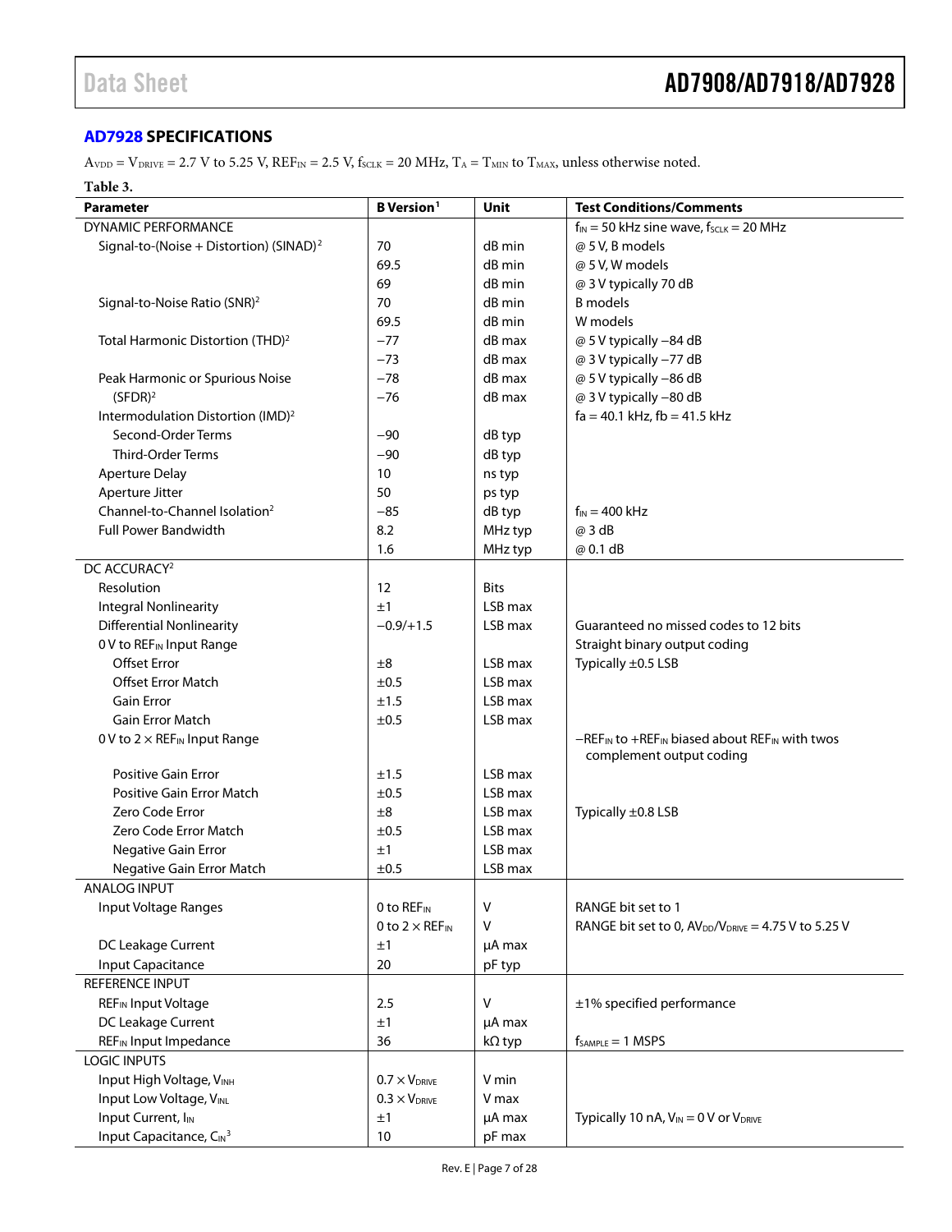## AD7928 SPECIFICATIONS

$A_{VDD} = V_{DRIVE} = 2.7$ V to 5.25 V, $REF_{IN} = 2.5$ V, $f_{SCLK} = 20$ MHz, $T_A = T_{MIN}$ to $T_{MAX}$, unless otherwise noted.

**Table 3.**

| Parameter | B Version[1] | Unit | Test Conditions/Comments |
|---|---|---|---|
| DYNAMIC PERFORMANCE | | | $f_{IN} = 50$ kHz sine wave, $f_{SCLK} = 20$ MHz |
| Signal-to-(Noise + Distortion) (SINAD)[2] | 70 | dB min | @ 5 V, B models |
| | 69.5 | dB min | @ 5 V, W models |
| | 69 | dB min | @ 3 V typically 70 dB |
| Signal-to-Noise Ratio (SNR)[2] | 70 | dB min | B models |
| | 69.5 | dB min | W models |
| Total Harmonic Distortion (THD)[2] | −77 | dB max | @ 5 V typically −84 dB |
| | −73 | dB max | @ 3 V typically −77 dB |
| Peak Harmonic or Spurious Noise (SFDR)[2] | −78 | dB max | @ 5 V typically −86 dB |
| | −76 | dB max | @ 3 V typically −80 dB |
| Intermodulation Distortion (IMD)[2] | | | fa = 40.1 kHz, fb = 41.5 kHz |
| Second-Order Terms | −90 | dB typ | |
| Third-Order Terms | −90 | dB typ | |
| Aperture Delay | 10 | ns typ | |
| Aperture Jitter | 50 | ps typ | |
| Channel-to-Channel Isolation[2] | −85 | dB typ | $f_{IN} = 400$ kHz |
| Full Power Bandwidth | 8.2 | MHz typ | @ 3 dB |
| | 1.6 | MHz typ | @ 0.1 dB |
| DC ACCURACY[2] | | | |
| Resolution | 12 | Bits | |
| Integral Nonlinearity | ±1 | LSB max | |
| Differential Nonlinearity | −0.9/+1.5 | LSB max | Guaranteed no missed codes to 12 bits |
| 0 V to $REF_{IN}$ Input Range | | | Straight binary output coding |
| Offset Error | ±8 | LSB max | Typically ±0.5 LSB |
| Offset Error Match | ±0.5 | LSB max | |
| Gain Error | ±1.5 | LSB max | |
| Gain Error Match | ±0.5 | LSB max | |
| 0 V to 2 × $REF_{IN}$ Input Range | | | $-REF_{IN}$ to $+REF_{IN}$ biased about $REF_{IN}$ with twos complement output coding |
| Positive Gain Error | ±1.5 | LSB max | |
| Positive Gain Error Match | ±0.5 | LSB max | |
| Zero Code Error | ±8 | LSB max | Typically ±0.8 LSB |
| Zero Code Error Match | ±0.5 | LSB max | |
| Negative Gain Error | ±1 | LSB max | |
| Negative Gain Error Match | ±0.5 | LSB max | |
| ANALOG INPUT | | | |
| Input Voltage Ranges | 0 to $REF_{IN}$ | V | RANGE bit set to 1 |
| | 0 to 2 × $REF_{IN}$ | V | RANGE bit set to 0, $AV_{DD}/V_{DRIVE} = 4.75$ V to 5.25 V |
| DC Leakage Current | ±1 | µA max | |
| Input Capacitance | 20 | pF typ | |
| REFERENCE INPUT | | | |
| $REF_{IN}$ Input Voltage | 2.5 | V | ±1% specified performance |
| DC Leakage Current | ±1 | µA max | |
| $REF_{IN}$ Input Impedance | 36 | kΩ typ | $f_{SAMPLE} = 1$ MSPS |
| LOGIC INPUTS | | | |
| Input High Voltage, $V_{INH}$ | 0.7 × $V_{DRIVE}$ | V min | |
| Input Low Voltage, $V_{INL}$ | 0.3 × $V_{DRIVE}$ | V max | |
| Input Current, $I_{IN}$ | ±1 | µA max | Typically 10 nA, $V_{IN} = 0$ V or $V_{DRIVE}$ |
| Input Capacitance, $C_{IN}$[3] | 10 | pF max | |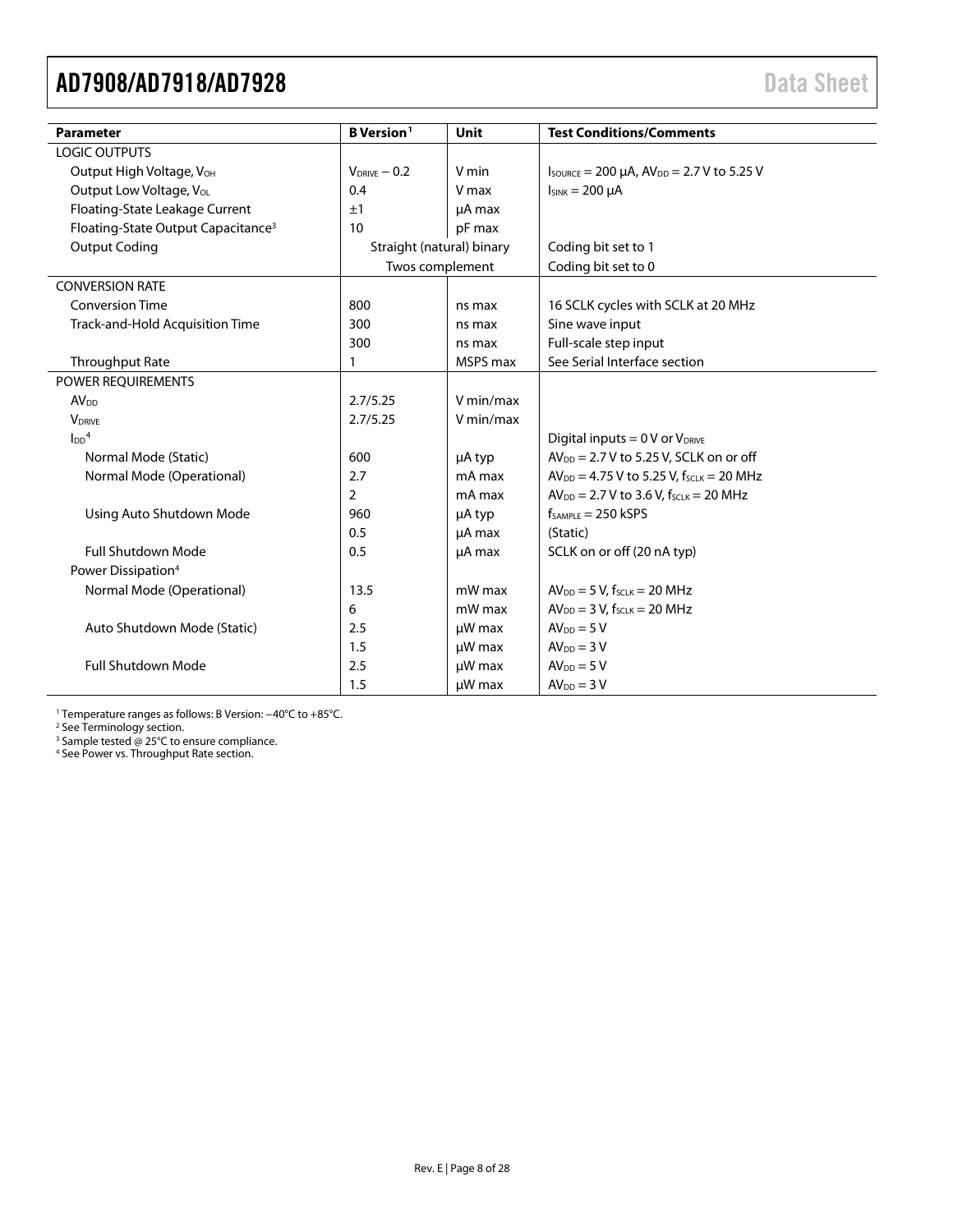| Parameter | B Version[1] | Unit | Test Conditions/Comments |
|---|---|---|---|
| LOGIC OUTPUTS | | | |
| Output High Voltage, $V_{OH}$ | $V_{DRIVE} - 0.2$ | V min | $I_{SOURCE} = 200$ µA, $AV_{DD} = 2.7$ V to 5.25 V |
| Output Low Voltage, $V_{OL}$ | 0.4 | V max | $I_{SINK} = 200$ µA |
| Floating-State Leakage Current | ±1 | µA max | |
| Floating-State Output Capacitance[3] | 10 | pF max | |
| Output Coding | Straight (natural) binary | | Coding bit set to 1 |
| | Twos complement | | Coding bit set to 0 |
| CONVERSION RATE | | | |
| Conversion Time | 800 | ns max | 16 SCLK cycles with SCLK at 20 MHz |
| Track-and-Hold Acquisition Time | 300 | ns max | Sine wave input |
| | 300 | ns max | Full-scale step input |
| Throughput Rate | 1 | MSPS max | See Serial Interface section |
| POWER REQUIREMENTS | | | |
| $AV_{DD}$ | 2.7/5.25 | V min/max | |
| $V_{DRIVE}$ | 2.7/5.25 | V min/max | |
| $I_{DD}$[4] | | | Digital inputs = 0 V or $V_{DRIVE}$ |
| Normal Mode (Static) | 600 | µA typ | $AV_{DD} = 2.7$ V to 5.25 V, SCLK on or off |
| Normal Mode (Operational) | 2.7 | mA max | $AV_{DD} = 4.75$ V to 5.25 V, $f_{SCLK} = 20$ MHz |
| | 2 | mA max | $AV_{DD} = 2.7$ V to 3.6 V, $f_{SCLK} = 20$ MHz |
| Using Auto Shutdown Mode | 960 | µA typ | $f_{SAMPLE} = 250$ kSPS |
| | 0.5 | µA max | (Static) |
| Full Shutdown Mode | 0.5 | µA max | SCLK on or off (20 nA typ) |
| Power Dissipation[4] | | | |
| Normal Mode (Operational) | 13.5 | mW max | $AV_{DD} = 5$ V, $f_{SCLK} = 20$ MHz |
| | 6 | mW max | $AV_{DD} = 3$ V, $f_{SCLK} = 20$ MHz |
| Auto Shutdown Mode (Static) | 2.5 | µW max | $AV_{DD} = 5$ V |
| | 1.5 | µW max | $AV_{DD} = 3$ V |
| Full Shutdown Mode | 2.5 | µW max | $AV_{DD} = 5$ V |
| | 1.5 | µW max | $AV_{DD} = 3$ V |

[1] Temperature ranges as follows: B Version: −40°C to +85°C.
[2] See Terminology section.
[3] Sample tested @ 25°C to ensure compliance.
[4] See Power vs. Throughput Rate section.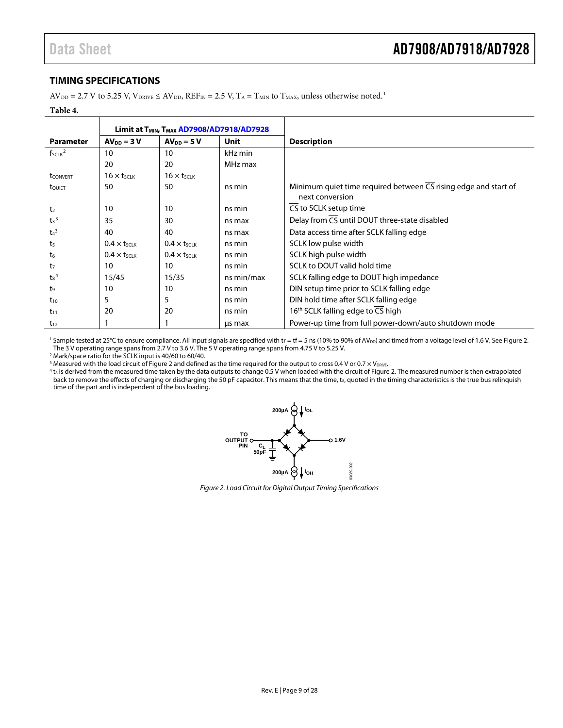## TIMING SPECIFICATIONS

$AV_{DD}$ = 2.7 V to 5.25 V, $V_{DRIVE} \leq AV_{DD}$, $REF_{IN}$ = 2.5 V, $T_A = T_{MIN}$ to $T_{MAX}$, unless otherwise noted.[1]

**Table 4.**

| Parameter | Limit at $T_{MIN}$, $T_{MAX}$ AD7908/AD7918/AD7928 | | | Description |
|---|---|---|---|---|
| | $AV_{DD}$ = 3 V | $AV_{DD}$ = 5 V | Unit | |
| $f_{SCLK}$[2] | 10 | 10 | kHz min | |
| | 20 | 20 | MHz max | |
| $t_{CONVERT}$ | $16 \times t_{SCLK}$ | $16 \times t_{SCLK}$ | | |
| $t_{QUIET}$ | 50 | 50 | ns min | Minimum quiet time required between $\overline{CS}$ rising edge and start of next conversion |
| $t_2$ | 10 | 10 | ns min | $\overline{CS}$ to SCLK setup time |
| $t_3$[3] | 35 | 30 | ns max | Delay from $\overline{CS}$ until DOUT three-state disabled |
| $t_4$[3] | 40 | 40 | ns max | Data access time after SCLK falling edge |
| $t_5$ | $0.4 \times t_{SCLK}$ | $0.4 \times t_{SCLK}$ | ns min | SCLK low pulse width |
| $t_6$ | $0.4 \times t_{SCLK}$ | $0.4 \times t_{SCLK}$ | ns min | SCLK high pulse width |
| $t_7$ | 10 | 10 | ns min | SCLK to DOUT valid hold time |
| $t_8$[4] | 15/45 | 15/35 | ns min/max | SCLK falling edge to DOUT high impedance |
| $t_9$ | 10 | 10 | ns min | DIN setup time prior to SCLK falling edge |
| $t_{10}$ | 5 | 5 | ns min | DIN hold time after SCLK falling edge |
| $t_{11}$ | 20 | 20 | ns min | 16th SCLK falling edge to $\overline{CS}$ high |
| $t_{12}$ | 1 | 1 | µs max | Power-up time from full power-down/auto shutdown mode |

[1] Sample tested at 25°C to ensure compliance. All input signals are specified with tr = tf = 5 ns (10% to 90% of $AV_{DD}$) and timed from a voltage level of 1.6 V. See Figure 2. The 3 V operating range spans from 2.7 V to 3.6 V. The 5 V operating range spans from 4.75 V to 5.25 V.

[2] Mark/space ratio for the SCLK input is 40/60 to 60/40.

[3] Measured with the load circuit of Figure 2 and defined as the time required for the output to cross 0.4 V or $0.7 \times V_{DRIVE}$.

[4] $t_8$ is derived from the measured time taken by the data outputs to change 0.5 V when loaded with the circuit of Figure 2. The measured number is then extrapolated back to remove the effects of charging or discharging the 50 pF capacitor. This means that the time, $t_8$, quoted in the timing characteristics is the true bus relinquish time of the part and is independent of the bus loading.

*Figure 2. Load Circuit for Digital Output Timing Specifications*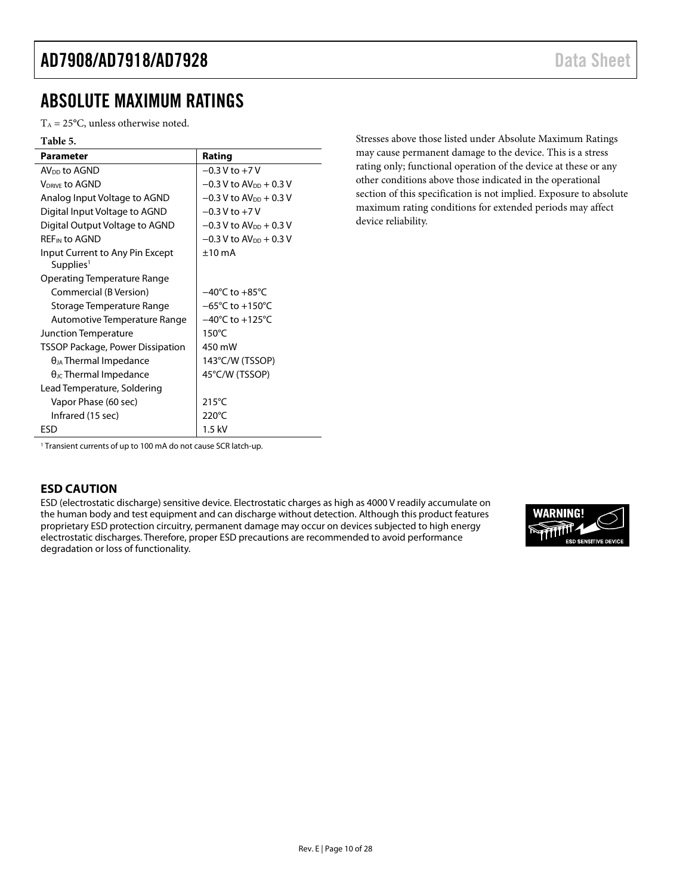# ABSOLUTE MAXIMUM RATINGS

$T_A$ = 25°C, unless otherwise noted.

**Table 5.**

| Parameter | Rating |
|---|---|
| $AV_{DD}$ to AGND | −0.3 V to +7 V |
| $V_{DRIVE}$ to AGND | −0.3 V to $AV_{DD}$ + 0.3 V |
| Analog Input Voltage to AGND | −0.3 V to $AV_{DD}$ + 0.3 V |
| Digital Input Voltage to AGND | −0.3 V to +7 V |
| Digital Output Voltage to AGND | −0.3 V to $AV_{DD}$ + 0.3 V |
| $REF_{IN}$ to AGND | −0.3 V to $AV_{DD}$ + 0.3 V |
| Input Current to Any Pin Except Supplies[1] | ±10 mA |
| Operating Temperature Range | |
| Commercial (B Version) | −40°C to +85°C |
| Storage Temperature Range | −65°C to +150°C |
| Automotive Temperature Range | −40°C to +125°C |
| Junction Temperature | 150°C |
| TSSOP Package, Power Dissipation | 450 mW |
| $\theta_{JA}$ Thermal Impedance | 143°C/W (TSSOP) |
| $\theta_{JC}$ Thermal Impedance | 45°C/W (TSSOP) |
| Lead Temperature, Soldering | |
| Vapor Phase (60 sec) | 215°C |
| Infrared (15 sec) | 220°C |
| ESD | 1.5 kV |

[1] Transient currents of up to 100 mA do not cause SCR latch-up.

Stresses above those listed under Absolute Maximum Ratings may cause permanent damage to the device. This is a stress rating only; functional operation of the device at these or any other conditions above those indicated in the operational section of this specification is not implied. Exposure to absolute maximum rating conditions for extended periods may affect device reliability.

## ESD CAUTION

ESD (electrostatic discharge) sensitive device. Electrostatic charges as high as 4000 V readily accumulate on the human body and test equipment and can discharge without detection. Although this product features proprietary ESD protection circuitry, permanent damage may occur on devices subjected to high energy electrostatic discharges. Therefore, proper ESD precautions are recommended to avoid performance degradation or loss of functionality.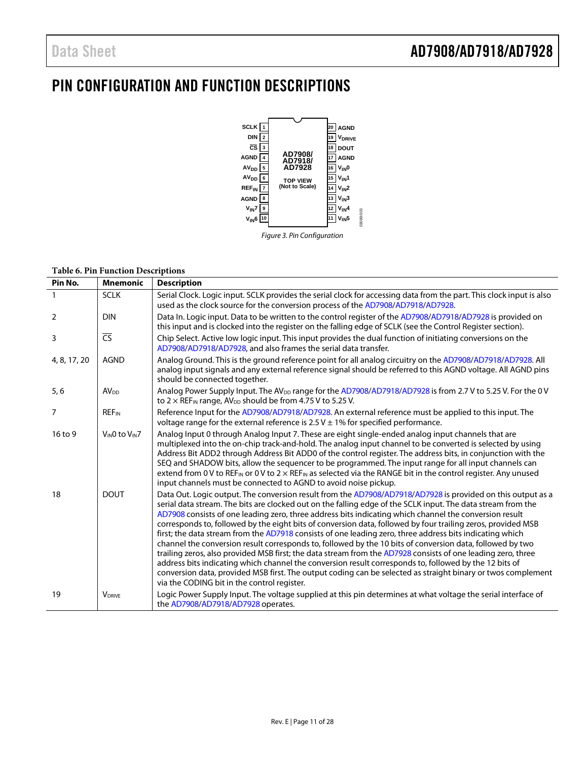# PIN CONFIGURATION AND FUNCTION DESCRIPTIONS

*Figure 3. Pin Configuration*

**Table 6. Pin Function Descriptions**

| Pin No. | Mnemonic | Description |
|---|---|---|
| 1 | SCLK | Serial Clock. Logic input. SCLK provides the serial clock for accessing data from the part. This clock input is also used as the clock source for the conversion process of the AD7908/AD7918/AD7928. |
| 2 | DIN | Data In. Logic input. Data to be written to the control register of the AD7908/AD7918/AD7928 is provided on this input and is clocked into the register on the falling edge of SCLK (see the Control Register section). |
| 3 | $\overline{CS}$ | Chip Select. Active low logic input. This input provides the dual function of initiating conversions on the AD7908/AD7918/AD7928, and also frames the serial data transfer. |
| 4, 8, 17, 20 | AGND | Analog Ground. This is the ground reference point for all analog circuitry on the AD7908/AD7918/AD7928. All analog input signals and any external reference signal should be referred to this AGND voltage. All AGND pins should be connected together. |
| 5, 6 | $AV_{DD}$ | Analog Power Supply Input. The $AV_{DD}$ range for the AD7908/AD7918/AD7928 is from 2.7 V to 5.25 V. For the 0 V to 2 × $REF_{IN}$ range, $AV_{DD}$ should be from 4.75 V to 5.25 V. |
| 7 | $REF_{IN}$ | Reference Input for the AD7908/AD7918/AD7928. An external reference must be applied to this input. The voltage range for the external reference is 2.5 V ± 1% for specified performance. |
| 16 to 9 | $V_{IN}0$ to $V_{IN}7$ | Analog Input 0 through Analog Input 7. These are eight single-ended analog input channels that are multiplexed into the on-chip track-and-hold. The analog input channel to be converted is selected by using Address Bit ADD2 through Address Bit ADD0 of the control register. The address bits, in conjunction with the SEQ and SHADOW bits, allow the sequencer to be programmed. The input range for all input channels can extend from 0 V to $REF_{IN}$ or 0 V to 2 × $REF_{IN}$ as selected via the RANGE bit in the control register. Any unused input channels must be connected to AGND to avoid noise pickup. |
| 18 | DOUT | Data Out. Logic output. The conversion result from the AD7908/AD7918/AD7928 is provided on this output as a serial data stream. The bits are clocked out on the falling edge of the SCLK input. The data stream from the AD7908 consists of one leading zero, three address bits indicating which channel the conversion result corresponds to, followed by the eight bits of conversion data, followed by four trailing zeros, provided MSB first; the data stream from the AD7918 consists of one leading zero, three address bits indicating which channel the conversion result corresponds to, followed by the 10 bits of conversion data, followed by two trailing zeros, also provided MSB first; the data stream from the AD7928 consists of one leading zero, three address bits indicating which channel the conversion result corresponds to, followed by the 12 bits of conversion data, provided MSB first. The output coding can be selected as straight binary or twos complement via the CODING bit in the control register. |
| 19 | $V_{DRIVE}$ | Logic Power Supply Input. The voltage supplied at this pin determines at what voltage the serial interface of the AD7908/AD7918/AD7928 operates. |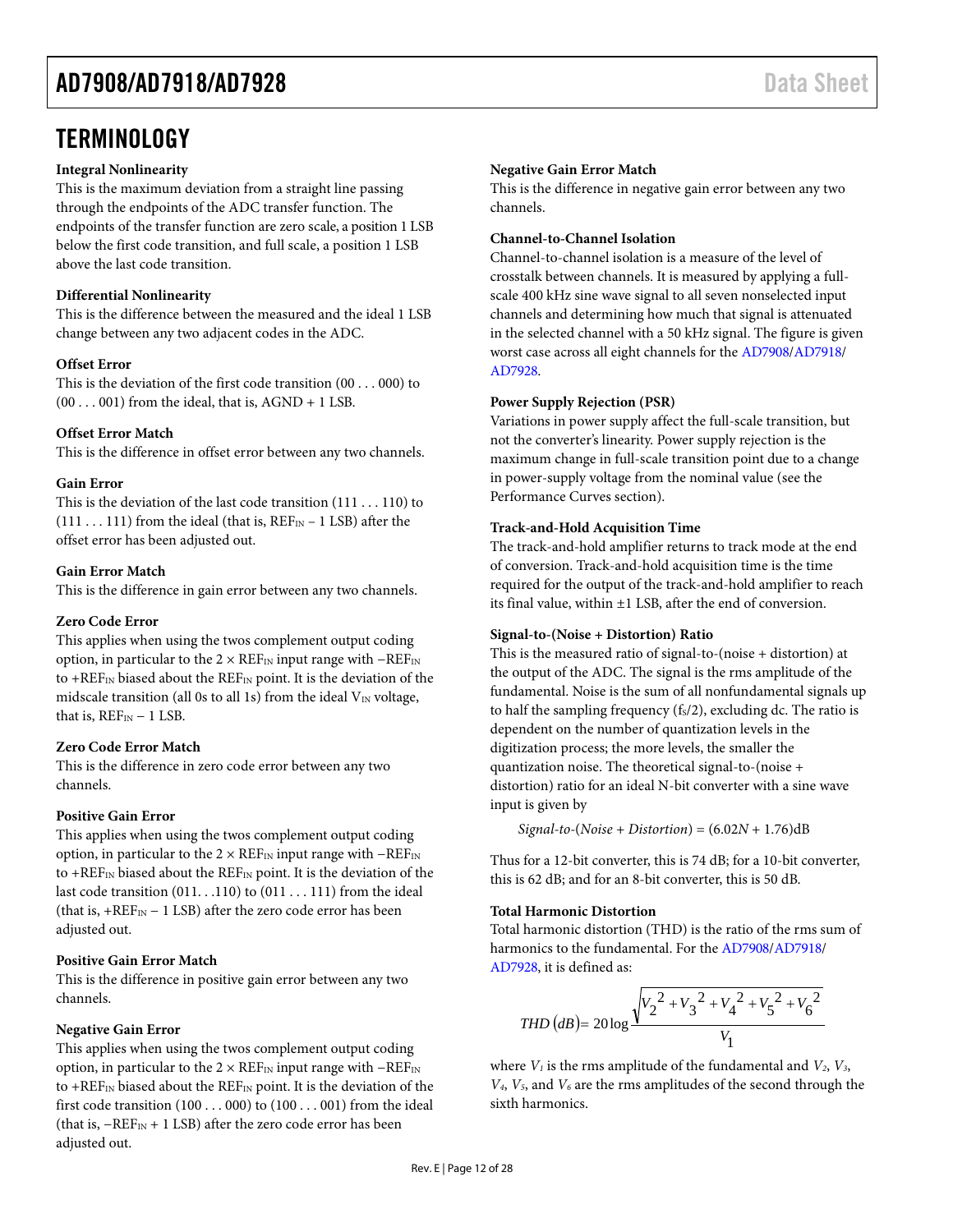# TERMINOLOGY

**Integral Nonlinearity**

This is the maximum deviation from a straight line passing through the endpoints of the ADC transfer function. The endpoints of the transfer function are zero scale, a position 1 LSB below the first code transition, and full scale, a position 1 LSB above the last code transition.

**Differential Nonlinearity**

This is the difference between the measured and the ideal 1 LSB change between any two adjacent codes in the ADC.

**Offset Error**

This is the deviation of the first code transition (00 . . . 000) to (00 . . . 001) from the ideal, that is, AGND + 1 LSB.

**Offset Error Match**

This is the difference in offset error between any two channels.

**Gain Error**

This is the deviation of the last code transition (111 . . . 110) to (111 . . . 111) from the ideal (that is, $REF_{IN}$ − 1 LSB) after the offset error has been adjusted out.

**Gain Error Match**

This is the difference in gain error between any two channels.

**Zero Code Error**

This applies when using the twos complement output coding option, in particular to the 2 × $REF_{IN}$ input range with −$REF_{IN}$ to +$REF_{IN}$ biased about the $REF_{IN}$ point. It is the deviation of the midscale transition (all 0s to all 1s) from the ideal $V_{IN}$ voltage, that is, $REF_{IN}$ − 1 LSB.

**Zero Code Error Match**

This is the difference in zero code error between any two channels.

**Positive Gain Error**

This applies when using the twos complement output coding option, in particular to the 2 × $REF_{IN}$ input range with −$REF_{IN}$ to +$REF_{IN}$ biased about the $REF_{IN}$ point. It is the deviation of the last code transition (011. . .110) to (011 . . . 111) from the ideal (that is, +$REF_{IN}$ − 1 LSB) after the zero code error has been adjusted out.

**Positive Gain Error Match**

This is the difference in positive gain error between any two channels.

**Negative Gain Error**

This applies when using the twos complement output coding option, in particular to the 2 × $REF_{IN}$ input range with −$REF_{IN}$ to +$REF_{IN}$ biased about the $REF_{IN}$ point. It is the deviation of the first code transition (100 . . . 000) to (100 . . . 001) from the ideal (that is, −$REF_{IN}$ + 1 LSB) after the zero code error has been adjusted out.

**Negative Gain Error Match**

This is the difference in negative gain error between any two channels.

**Channel-to-Channel Isolation**

Channel-to-channel isolation is a measure of the level of crosstalk between channels. It is measured by applying a full-scale 400 kHz sine wave signal to all seven nonselected input channels and determining how much that signal is attenuated in the selected channel with a 50 kHz signal. The figure is given worst case across all eight channels for the AD7908/AD7918/AD7928.

**Power Supply Rejection (PSR)**

Variations in power supply affect the full-scale transition, but not the converter's linearity. Power supply rejection is the maximum change in full-scale transition point due to a change in power-supply voltage from the nominal value (see the Performance Curves section).

**Track-and-Hold Acquisition Time**

The track-and-hold amplifier returns to track mode at the end of conversion. Track-and-hold acquisition time is the time required for the output of the track-and-hold amplifier to reach its final value, within ±1 LSB, after the end of conversion.

**Signal-to-(Noise + Distortion) Ratio**

This is the measured ratio of signal-to-(noise + distortion) at the output of the ADC. The signal is the rms amplitude of the fundamental. Noise is the sum of all nonfundamental signals up to half the sampling frequency ($f_S/2$), excluding dc. The ratio is dependent on the number of quantization levels in the digitization process; the more levels, the smaller the quantization noise. The theoretical signal-to-(noise + distortion) ratio for an ideal N-bit converter with a sine wave input is given by

$$Signal\text{-}to\text{-}(Noise + Distortion) = (6.02N + 1.76)\text{dB}$$

Thus for a 12-bit converter, this is 74 dB; for a 10-bit converter, this is 62 dB; and for an 8-bit converter, this is 50 dB.

**Total Harmonic Distortion**

Total harmonic distortion (THD) is the ratio of the rms sum of harmonics to the fundamental. For the AD7908/AD7918/AD7928, it is defined as:

$$THD\,(dB) = 20\log\frac{\sqrt{V_2^2 + V_3^2 + V_4^2 + V_5^2 + V_6^2}}{V_1}$$

where $V_1$ is the rms amplitude of the fundamental and $V_2$, $V_3$, $V_4$, $V_5$, and $V_6$ are the rms amplitudes of the second through the sixth harmonics.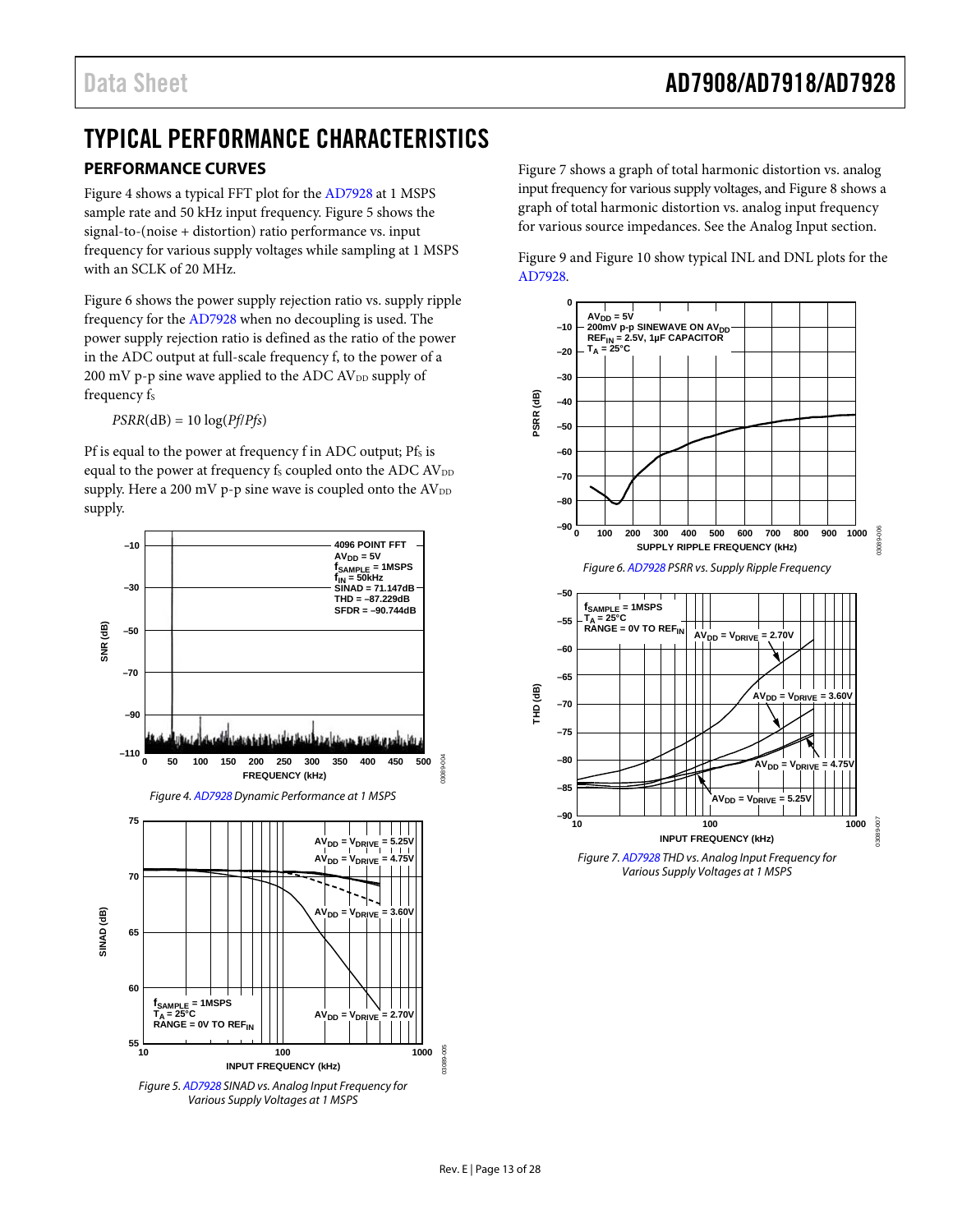# TYPICAL PERFORMANCE CHARACTERISTICS

## PERFORMANCE CURVES

Figure 4 shows a typical FFT plot for the AD7928 at 1 MSPS sample rate and 50 kHz input frequency. Figure 5 shows the signal-to-(noise + distortion) ratio performance vs. input frequency for various supply voltages while sampling at 1 MSPS with an SCLK of 20 MHz.

Figure 6 shows the power supply rejection ratio vs. supply ripple frequency for the AD7928 when no decoupling is used. The power supply rejection ratio is defined as the ratio of the power in the ADC output at full-scale frequency f, to the power of a 200 mV p-p sine wave applied to the ADC $AV_{DD}$ supply of frequency $f_S$

$$PSRR(\text{dB}) = 10 \log(Pf/Pfs)$$

Pf is equal to the power at frequency f in ADC output; $Pf_S$ is equal to the power at frequency $f_S$ coupled onto the ADC $AV_{DD}$ supply. Here a 200 mV p-p sine wave is coupled onto the $AV_{DD}$ supply.

Figure 4. AD7928 Dynamic Performance at 1 MSPS

Figure 5. AD7928 SINAD vs. Analog Input Frequency for Various Supply Voltages at 1 MSPS

Figure 7 shows a graph of total harmonic distortion vs. analog input frequency for various supply voltages, and Figure 8 shows a graph of total harmonic distortion vs. analog input frequency for various source impedances. See the Analog Input section.

Figure 9 and Figure 10 show typical INL and DNL plots for the AD7928.

Figure 6. AD7928 PSRR vs. Supply Ripple Frequency

Figure 7. AD7928 THD vs. Analog Input Frequency for Various Supply Voltages at 1 MSPS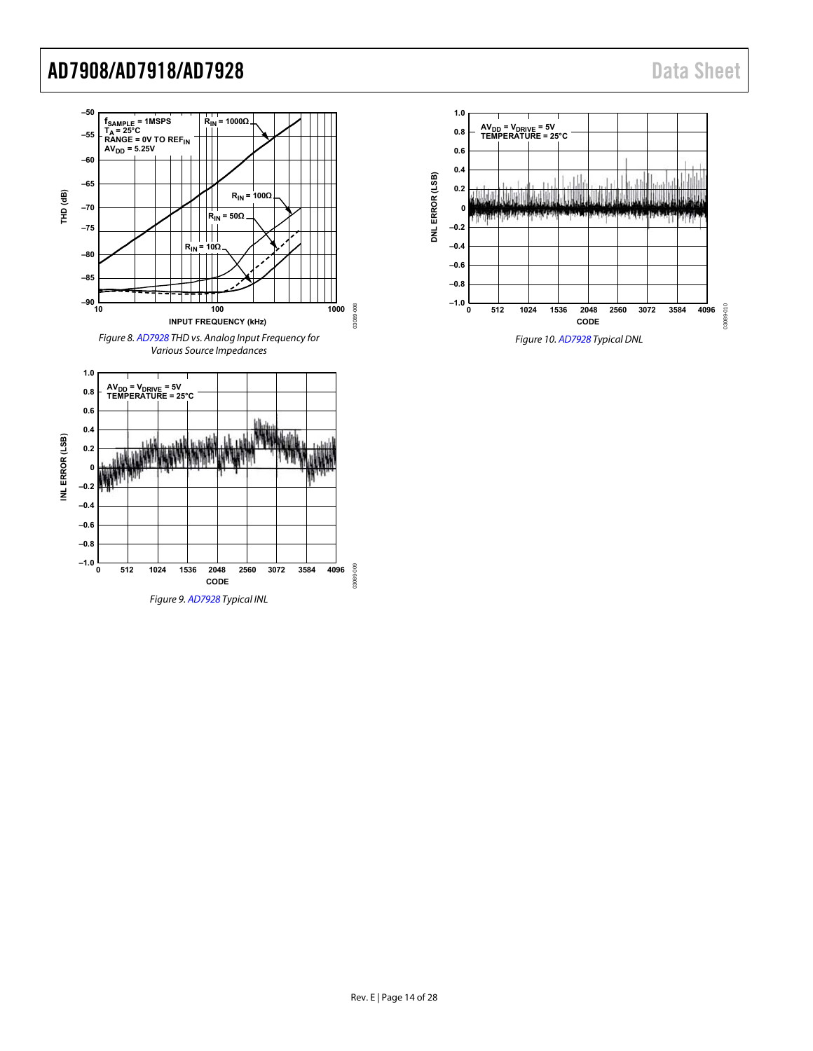Figure 8. AD7928 THD vs. Analog Input Frequency for Various Source Impedances

Figure 9. AD7928 Typical INL

Figure 10. AD7928 Typical DNL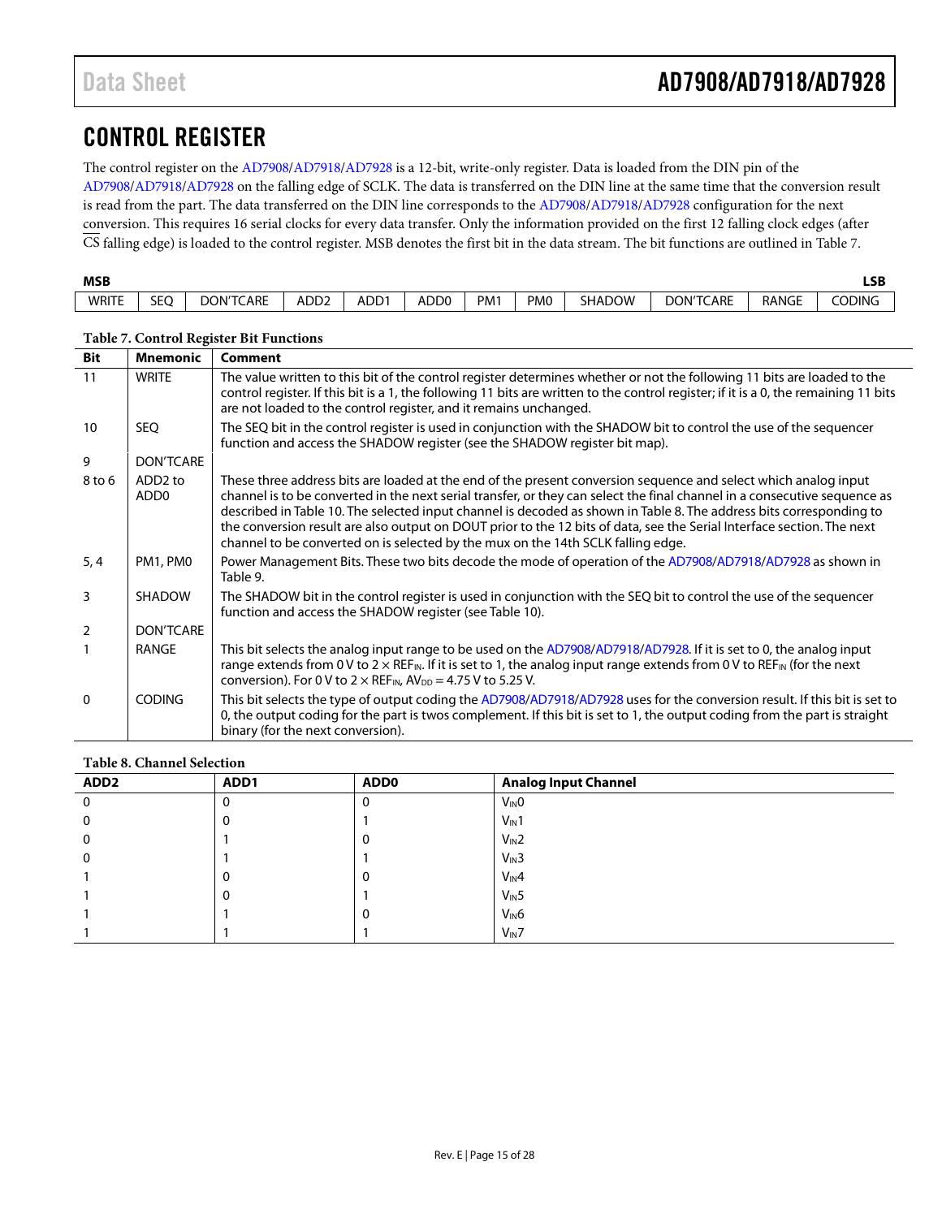# CONTROL REGISTER

The control register on the AD7908/AD7918/AD7928 is a 12-bit, write-only register. Data is loaded from the DIN pin of the AD7908/AD7918/AD7928 on the falling edge of SCLK. The data is transferred on the DIN line at the same time that the conversion result is read from the part. The data transferred on the DIN line corresponds to the AD7908/AD7918/AD7928 configuration for the next conversion. This requires 16 serial clocks for every data transfer. Only the information provided on the first 12 falling clock edges (after $\overline{CS}$ falling edge) is loaded to the control register. MSB denotes the first bit in the data stream. The bit functions are outlined in Table 7.

| MSB | | | | | | | | | | | LSB |
|---|---|---|---|---|---|---|---|---|---|---|---|
| WRITE | SEQ | DON'TCARE | ADD2 | ADD1 | ADD0 | PM1 | PM0 | SHADOW | DON'TCARE | RANGE | CODING |

**Table 7. Control Register Bit Functions**

| Bit | Mnemonic | Comment |
|---|---|---|
| 11 | WRITE | The value written to this bit of the control register determines whether or not the following 11 bits are loaded to the control register. If this bit is a 1, the following 11 bits are written to the control register; if it is a 0, the remaining 11 bits are not loaded to the control register, and it remains unchanged. |
| 10 | SEQ | The SEQ bit in the control register is used in conjunction with the SHADOW bit to control the use of the sequencer function and access the SHADOW register (see the SHADOW register bit map). |
| 9 | DON'TCARE | |
| 8 to 6 | ADD2 to ADD0 | These three address bits are loaded at the end of the present conversion sequence and select which analog input channel is to be converted in the next serial transfer, or they can select the final channel in a consecutive sequence as described in Table 10. The selected input channel is decoded as shown in Table 8. The address bits corresponding to the conversion result are also output on DOUT prior to the 12 bits of data, see the Serial Interface section. The next channel to be converted on is selected by the mux on the 14th SCLK falling edge. |
| 5, 4 | PM1, PM0 | Power Management Bits. These two bits decode the mode of operation of the AD7908/AD7918/AD7928 as shown in Table 9. |
| 3 | SHADOW | The SHADOW bit in the control register is used in conjunction with the SEQ bit to control the use of the sequencer function and access the SHADOW register (see Table 10). |
| 2 | DON'TCARE | |
| 1 | RANGE | This bit selects the analog input range to be used on the AD7908/AD7918/AD7928. If it is set to 0, the analog input range extends from 0 V to 2 × $REF_{IN}$. If it is set to 1, the analog input range extends from 0 V to $REF_{IN}$ (for the next conversion). For 0 V to 2 × $REF_{IN}$, $AV_{DD}$ = 4.75 V to 5.25 V. |
| 0 | CODING | This bit selects the type of output coding the AD7908/AD7918/AD7928 uses for the conversion result. If this bit is set to 0, the output coding for the part is twos complement. If this bit is set to 1, the output coding from the part is straight binary (for the next conversion). |

**Table 8. Channel Selection**

| ADD2 | ADD1 | ADD0 | Analog Input Channel |
|---|---|---|---|
| 0 | 0 | 0 | $V_{IN}0$ |
| 0 | 0 | 1 | $V_{IN}1$ |
| 0 | 1 | 0 | $V_{IN}2$ |
| 0 | 1 | 1 | $V_{IN}3$ |
| 1 | 0 | 0 | $V_{IN}4$ |
| 1 | 0 | 1 | $V_{IN}5$ |
| 1 | 1 | 0 | $V_{IN}6$ |
| 1 | 1 | 1 | $V_{IN}7$ |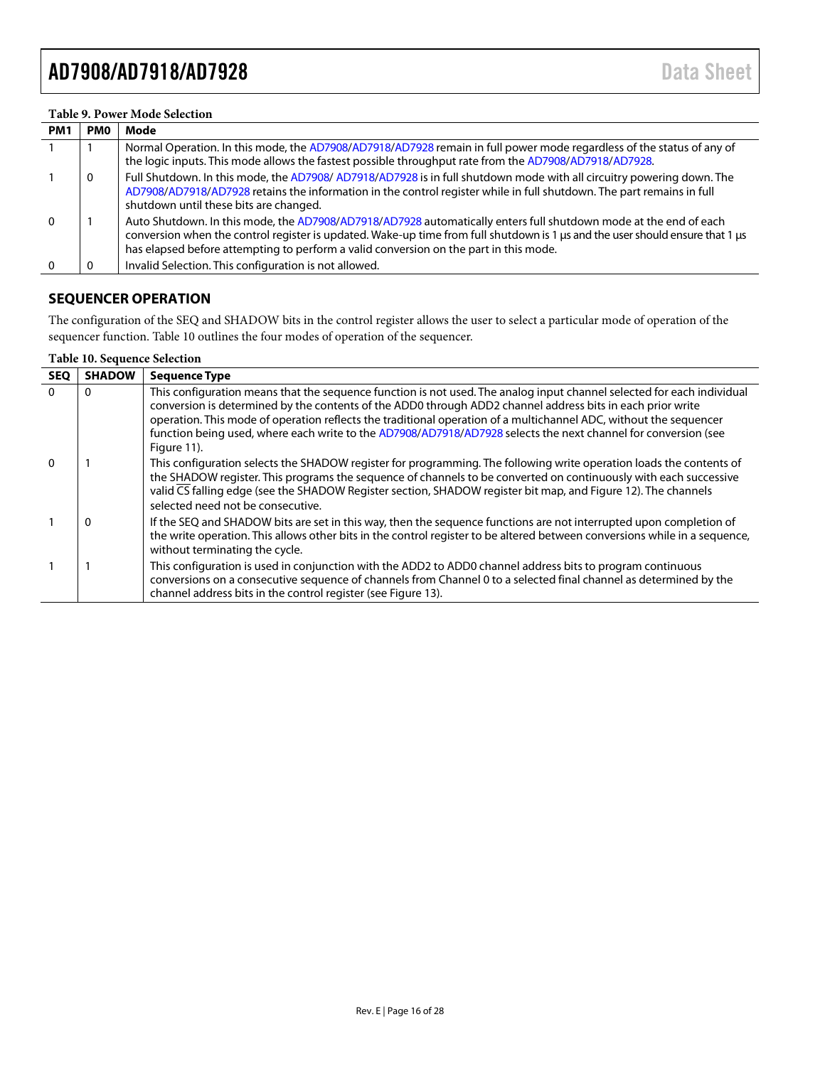**Table 9. Power Mode Selection**

| PM1 | PM0 | Mode |
|---|---|---|
| 1 | 1 | Normal Operation. In this mode, the AD7908/AD7918/AD7928 remain in full power mode regardless of the status of any of the logic inputs. This mode allows the fastest possible throughput rate from the AD7908/AD7918/AD7928. |
| 1 | 0 | Full Shutdown. In this mode, the AD7908/ AD7918/AD7928 is in full shutdown mode with all circuitry powering down. The AD7908/AD7918/AD7928 retains the information in the control register while in full shutdown. The part remains in full shutdown until these bits are changed. |
| 0 | 1 | Auto Shutdown. In this mode, the AD7908/AD7918/AD7928 automatically enters full shutdown mode at the end of each conversion when the control register is updated. Wake-up time from full shutdown is 1 µs and the user should ensure that 1 µs has elapsed before attempting to perform a valid conversion on the part in this mode. |
| 0 | 0 | Invalid Selection. This configuration is not allowed. |

## SEQUENCER OPERATION

The configuration of the SEQ and SHADOW bits in the control register allows the user to select a particular mode of operation of the sequencer function. Table 10 outlines the four modes of operation of the sequencer.

**Table 10. Sequence Selection**

| SEQ | SHADOW | Sequence Type |
|---|---|---|
| 0 | 0 | This configuration means that the sequence function is not used. The analog input channel selected for each individual conversion is determined by the contents of the ADD0 through ADD2 channel address bits in each prior write operation. This mode of operation reflects the traditional operation of a multichannel ADC, without the sequencer function being used, where each write to the AD7908/AD7918/AD7928 selects the next channel for conversion (see Figure 11). |
| 0 | 1 | This configuration selects the SHADOW register for programming. The following write operation loads the contents of the SHADOW register. This programs the sequence of channels to be converted on continuously with each successive valid $\overline{CS}$ falling edge (see the SHADOW Register section, SHADOW register bit map, and Figure 12). The channels selected need not be consecutive. |
| 1 | 0 | If the SEQ and SHADOW bits are set in this way, then the sequence functions are not interrupted upon completion of the write operation. This allows other bits in the control register to be altered between conversions while in a sequence, without terminating the cycle. |
| 1 | 1 | This configuration is used in conjunction with the ADD2 to ADD0 channel address bits to program continuous conversions on a consecutive sequence of channels from Channel 0 to a selected final channel as determined by the channel address bits in the control register (see Figure 13). |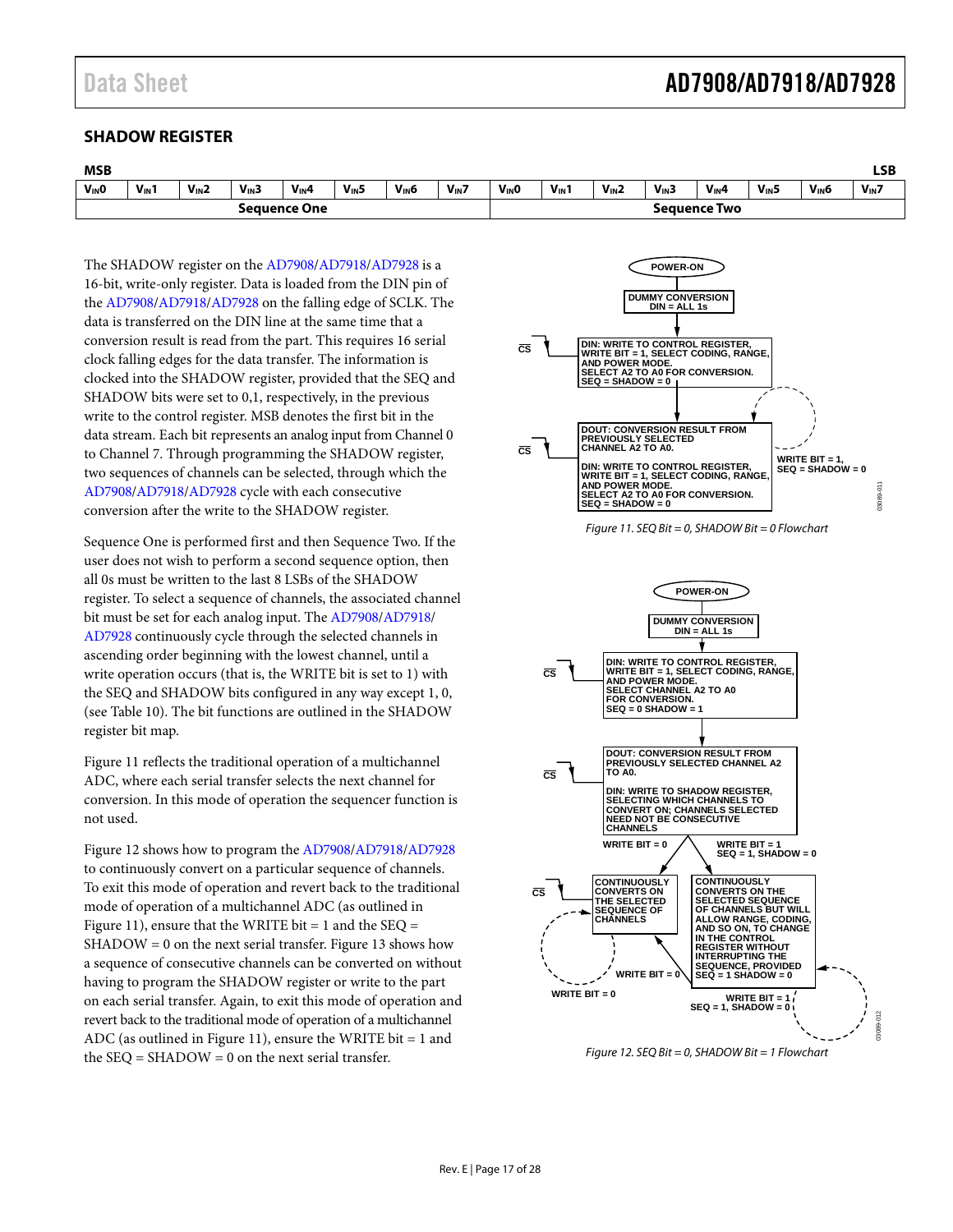## SHADOW REGISTER

| MSB | | | | | | | | | | | | | | | LSB |
|---|---|---|---|---|---|---|---|---|---|---|---|---|---|---|---|
| $V_{IN}0$ | $V_{IN}1$ | $V_{IN}2$ | $V_{IN}3$ | $V_{IN}4$ | $V_{IN}5$ | $V_{IN}6$ | $V_{IN}7$ | $V_{IN}0$ | $V_{IN}1$ | $V_{IN}2$ | $V_{IN}3$ | $V_{IN}4$ | $V_{IN}5$ | $V_{IN}6$ | $V_{IN}7$ |
| Sequence One | | | | | | | | Sequence Two | | | | | | | |

The SHADOW register on the AD7908/AD7918/AD7928 is a 16-bit, write-only register. Data is loaded from the DIN pin of the AD7908/AD7918/AD7928 on the falling edge of SCLK. The data is transferred on the DIN line at the same time that a conversion result is read from the part. This requires 16 serial clock falling edges for the data transfer. The information is clocked into the SHADOW register, provided that the SEQ and SHADOW bits were set to 0,1, respectively, in the previous write to the control register. MSB denotes the first bit in the data stream. Each bit represents an analog input from Channel 0 to Channel 7. Through programming the SHADOW register, two sequences of channels can be selected, through which the AD7908/AD7918/AD7928 cycle with each consecutive conversion after the write to the SHADOW register.

Sequence One is performed first and then Sequence Two. If the user does not wish to perform a second sequence option, then all 0s must be written to the last 8 LSBs of the SHADOW register. To select a sequence of channels, the associated channel bit must be set for each analog input. The AD7908/AD7918/AD7928 continuously cycle through the selected channels in ascending order beginning with the lowest channel, until a write operation occurs (that is, the WRITE bit is set to 1) with the SEQ and SHADOW bits configured in any way except 1, 0, (see Table 10). The bit functions are outlined in the SHADOW register bit map.

Figure 11 reflects the traditional operation of a multichannel ADC, where each serial transfer selects the next channel for conversion. In this mode of operation the sequencer function is not used.

Figure 12 shows how to program the AD7908/AD7918/AD7928 to continuously convert on a particular sequence of channels. To exit this mode of operation and revert back to the traditional mode of operation of a multichannel ADC (as outlined in Figure 11), ensure that the WRITE bit = 1 and the SEQ = SHADOW = 0 on the next serial transfer. Figure 13 shows how a sequence of consecutive channels can be converted on without having to program the SHADOW register or write to the part on each serial transfer. Again, to exit this mode of operation and revert back to the traditional mode of operation of a multichannel ADC (as outlined in Figure 11), ensure that the WRITE bit = 1 and the SEQ = SHADOW = 0 on the next serial transfer.

POWER-ON → DUMMY CONVERSION DIN = ALL 1s → CS: DIN: WRITE TO CONTROL REGISTER, WRITE BIT = 1, SELECT CODING, RANGE, AND POWER MODE. SELECT A2 TO A0 FOR CONVERSION. SEQ = SHADOW = 0 → CS: DOUT: CONVERSION RESULT FROM PREVIOUSLY SELECTED CHANNEL A2 TO A0. DIN: WRITE TO CONTROL REGISTER, WRITE BIT = 1, SELECT CODING, RANGE, AND POWER MODE. SELECT A2 TO A0 FOR CONVERSION. SEQ = SHADOW = 0 (loop: WRITE BIT = 1, SEQ = SHADOW = 0)

*Figure 11. SEQ Bit = 0, SHADOW Bit = 0 Flowchart*

POWER-ON → DUMMY CONVERSION DIN = ALL 1s → CS: DIN: WRITE TO CONTROL REGISTER, WRITE BIT = 1, SELECT CODING, RANGE, AND POWER MODE. SELECT CHANNEL A2 TO A0 FOR CONVERSION. SEQ = 0 SHADOW = 1 → CS: DOUT: CONVERSION RESULT FROM PREVIOUSLY SELECTED CHANNEL A2 TO A0. DIN: WRITE TO SHADOW REGISTER, SELECTING WHICH CHANNELS TO CONVERT ON; CHANNELS SELECTED NEED NOT BE CONSECUTIVE CHANNELS

- WRITE BIT = 0 → CS: CONTINUOUSLY CONVERTS ON THE SELECTED SEQUENCE OF CHANNELS (loop: WRITE BIT = 0)
- WRITE BIT = 1, SEQ = 1, SHADOW = 0 → CONTINUOUSLY CONVERTS ON THE SELECTED SEQUENCE OF CHANNELS BUT WILL ALLOW RANGE, CODING, AND SO ON, TO CHANGE IN THE CONTROL REGISTER WITHOUT INTERRUPTING THE SEQUENCE, PROVIDED SEQ = 1 SHADOW = 0 (loop: WRITE BIT = 1, SEQ = 1, SHADOW = 0; WRITE BIT = 0 → continuously converts on the selected sequence of channels)

*Figure 12. SEQ Bit = 0, SHADOW Bit = 1 Flowchart*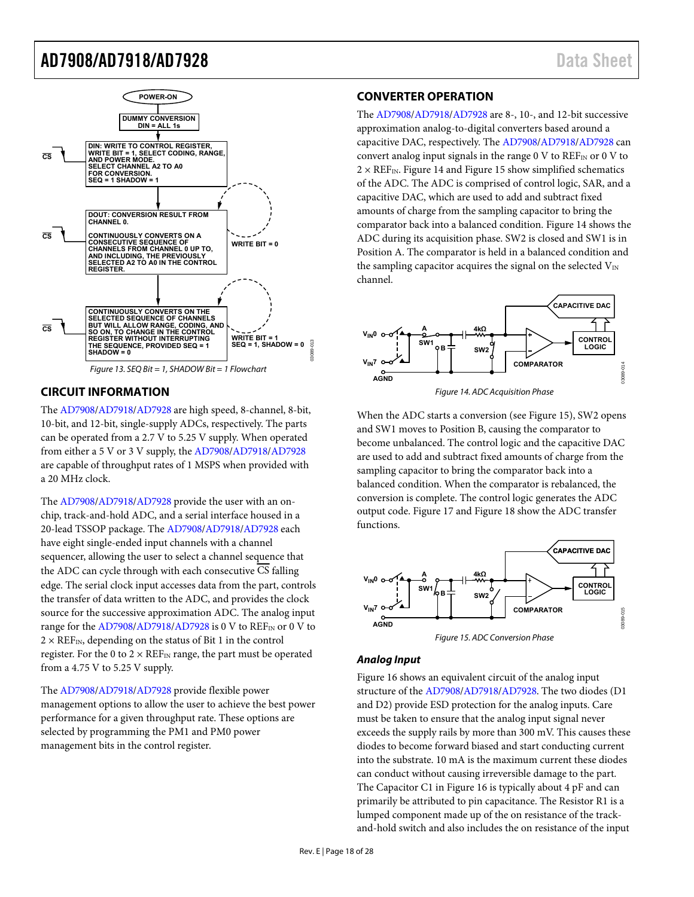Figure 13. SEQ Bit = 1, SHADOW Bit = 1 Flowchart

## CIRCUIT INFORMATION

The AD7908/AD7918/AD7928 are high speed, 8-channel, 8-bit, 10-bit, and 12-bit, single-supply ADCs, respectively. The parts can be operated from a 2.7 V to 5.25 V supply. When operated from either a 5 V or 3 V supply, the AD7908/AD7918/AD7928 are capable of throughput rates of 1 MSPS when provided with a 20 MHz clock.

The AD7908/AD7918/AD7928 provide the user with an on-chip, track-and-hold ADC, and a serial interface housed in a 20-lead TSSOP package. The AD7908/AD7918/AD7928 each have eight single-ended input channels with a channel sequencer, allowing the user to select a channel sequence that the ADC can cycle through with each consecutive $\overline{CS}$ falling edge. The serial clock input accesses data from the part, controls the transfer of data written to the ADC, and provides the clock source for the successive approximation ADC. The analog input range for the AD7908/AD7918/AD7928 is 0 V to $REF_{IN}$ or 0 V to $2 \times REF_{IN}$, depending on the status of Bit 1 in the control register. For the 0 to $2 \times REF_{IN}$ range, the part must be operated from a 4.75 V to 5.25 V supply.

The AD7908/AD7918/AD7928 provide flexible power management options to allow the user to achieve the best power performance for a given throughput rate. These options are selected by programming the PM1 and PM0 power management bits in the control register.

## CONVERTER OPERATION

The AD7908/AD7918/AD7928 are 8-, 10-, and 12-bit successive approximation analog-to-digital converters based around a capacitive DAC, respectively. The AD7908/AD7918/AD7928 can convert analog input signals in the range 0 V to $REF_{IN}$ or 0 V to $2 \times REF_{IN}$. Figure 14 and Figure 15 show simplified schematics of the ADC. The ADC is comprised of control logic, SAR, and a capacitive DAC, which are used to add and subtract fixed amounts of charge from the sampling capacitor to bring the comparator back into a balanced condition. Figure 14 shows the ADC during its acquisition phase. SW2 is closed and SW1 is in Position A. The comparator is held in a balanced condition and the sampling capacitor acquires the signal on the selected $V_{IN}$ channel.

Figure 14. ADC Acquisition Phase

When the ADC starts a conversion (see Figure 15), SW2 opens and SW1 moves to Position B, causing the comparator to become unbalanced. The control logic and the capacitive DAC are used to add and subtract fixed amounts of charge from the sampling capacitor to bring the comparator back into a balanced condition. When the comparator is rebalanced, the conversion is complete. The control logic generates the ADC output code. Figure 17 and Figure 18 show the ADC transfer functions.

Figure 15. ADC Conversion Phase

### *Analog Input*

Figure 16 shows an equivalent circuit of the analog input structure of the AD7908/AD7918/AD7928. The two diodes (D1 and D2) provide ESD protection for the analog inputs. Care must be taken to ensure that the analog input signal never exceeds the supply rails by more than 300 mV. This causes these diodes to become forward biased and start conducting current into the substrate. 10 mA is the maximum current these diodes can conduct without causing irreversible damage to the part. The Capacitor C1 in Figure 16 is typically about 4 pF and can primarily be attributed to pin capacitance. The Resistor R1 is a lumped component made up of the on resistance of the track-and-hold switch and also includes the on resistance of the input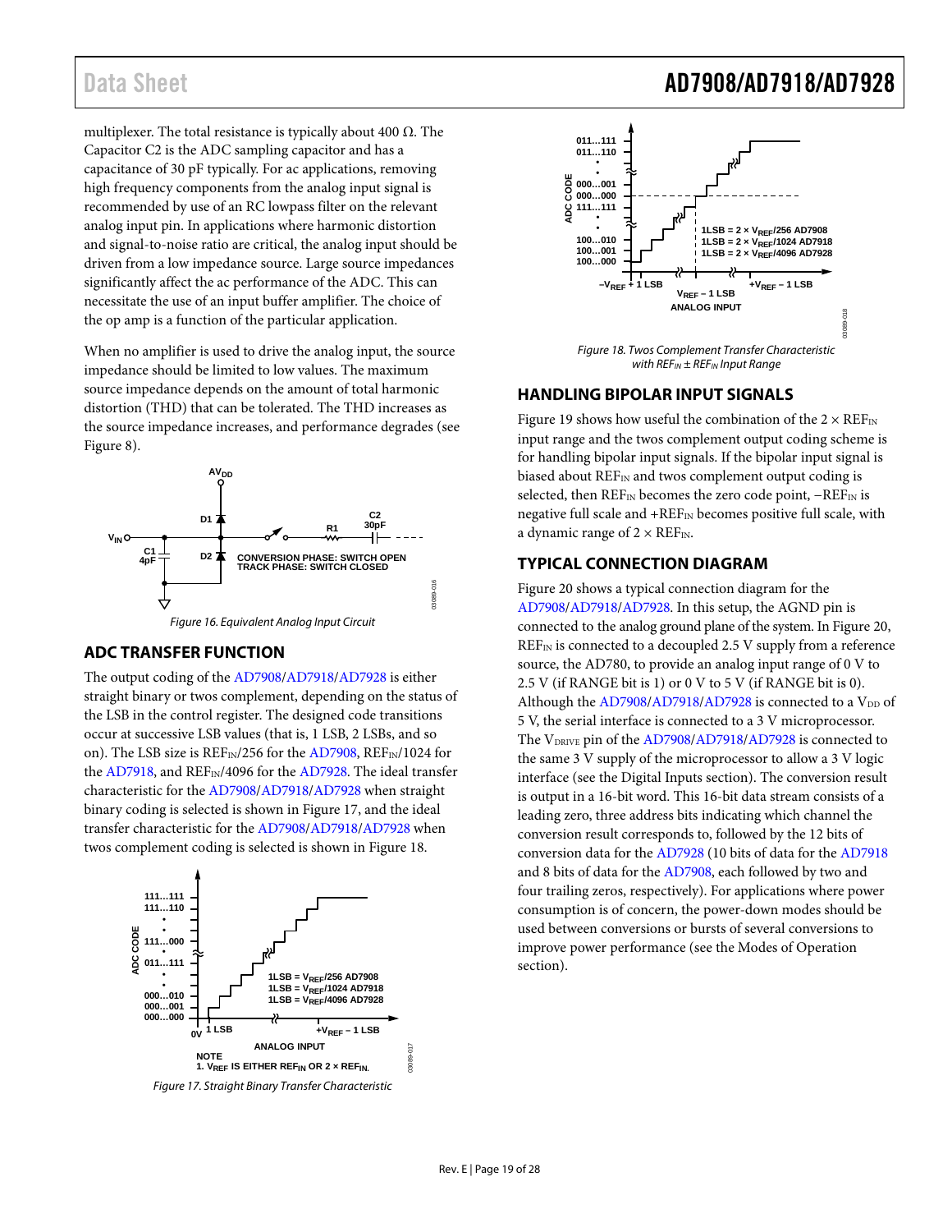multiplexer. The total resistance is typically about 400 Ω. The Capacitor C2 is the ADC sampling capacitor and has a capacitance of 30 pF typically. For ac applications, removing high frequency components from the analog input signal is recommended by use of an RC lowpass filter on the relevant analog input pin. In applications where harmonic distortion and signal-to-noise ratio are critical, the analog input should be driven from a low impedance source. Large source impedances significantly affect the ac performance of the ADC. This can necessitate the use of an input buffer amplifier. The choice of the op amp is a function of the particular application.

When no amplifier is used to drive the analog input, the source impedance should be limited to low values. The maximum source impedance depends on the amount of total harmonic distortion (THD) that can be tolerated. The THD increases as the source impedance increases, and performance degrades (see Figure 8).

*Figure 16. Equivalent Analog Input Circuit*

## ADC TRANSFER FUNCTION

The output coding of the AD7908/AD7918/AD7928 is either straight binary or twos complement, depending on the status of the LSB in the control register. The designed code transitions occur at successive LSB values (that is, 1 LSB, 2 LSBs, and so on). The LSB size is $REF_{IN}$/256 for the AD7908, $REF_{IN}$/1024 for the AD7918, and $REF_{IN}$/4096 for the AD7928. The ideal transfer characteristic for the AD7908/AD7918/AD7928 when straight binary coding is selected is shown in Figure 17, and the ideal transfer characteristic for the AD7908/AD7918/AD7928 when twos complement coding is selected is shown in Figure 18.

NOTE
1. $V_{REF}$ IS EITHER $REF_{IN}$ OR 2 × $REF_{IN}$.

*Figure 17. Straight Binary Transfer Characteristic*

*Figure 18. Twos Complement Transfer Characteristic with $REF_{IN}$ ± $REF_{IN}$ Input Range*

## HANDLING BIPOLAR INPUT SIGNALS

Figure 19 shows how useful the combination of the 2 × $REF_{IN}$ input range and the twos complement output coding scheme is for handling bipolar input signals. If the bipolar input signal is biased about $REF_{IN}$ and twos complement output coding is selected, then $REF_{IN}$ becomes the zero code point, $-REF_{IN}$ is negative full scale and $+REF_{IN}$ becomes positive full scale, with a dynamic range of 2 × $REF_{IN}$.

## TYPICAL CONNECTION DIAGRAM

Figure 20 shows a typical connection diagram for the AD7908/AD7918/AD7928. In this setup, the AGND pin is connected to the analog ground plane of the system. In Figure 20, $REF_{IN}$ is connected to a decoupled 2.5 V supply from a reference source, the AD780, to provide an analog input range of 0 V to 2.5 V (if RANGE bit is 1) or 0 V to 5 V (if RANGE bit is 0). Although the AD7908/AD7918/AD7928 is connected to a $V_{DD}$ of 5 V, the serial interface is connected to a 3 V microprocessor. The $V_{DRIVE}$ pin of the AD7908/AD7918/AD7928 is connected to the same 3 V supply of the microprocessor to allow a 3 V logic interface (see the Digital Inputs section). The conversion result is output in a 16-bit word. This 16-bit data stream consists of a leading zero, three address bits indicating which channel the conversion result corresponds to, followed by the 12 bits of conversion data for the AD7928 (10 bits of data for the AD7918 and 8 bits of data for the AD7908, each followed by two and four trailing zeros, respectively). For applications where power consumption is of concern, the power-down modes should be used between conversions or bursts of several conversions to improve power performance (see the Modes of Operation section).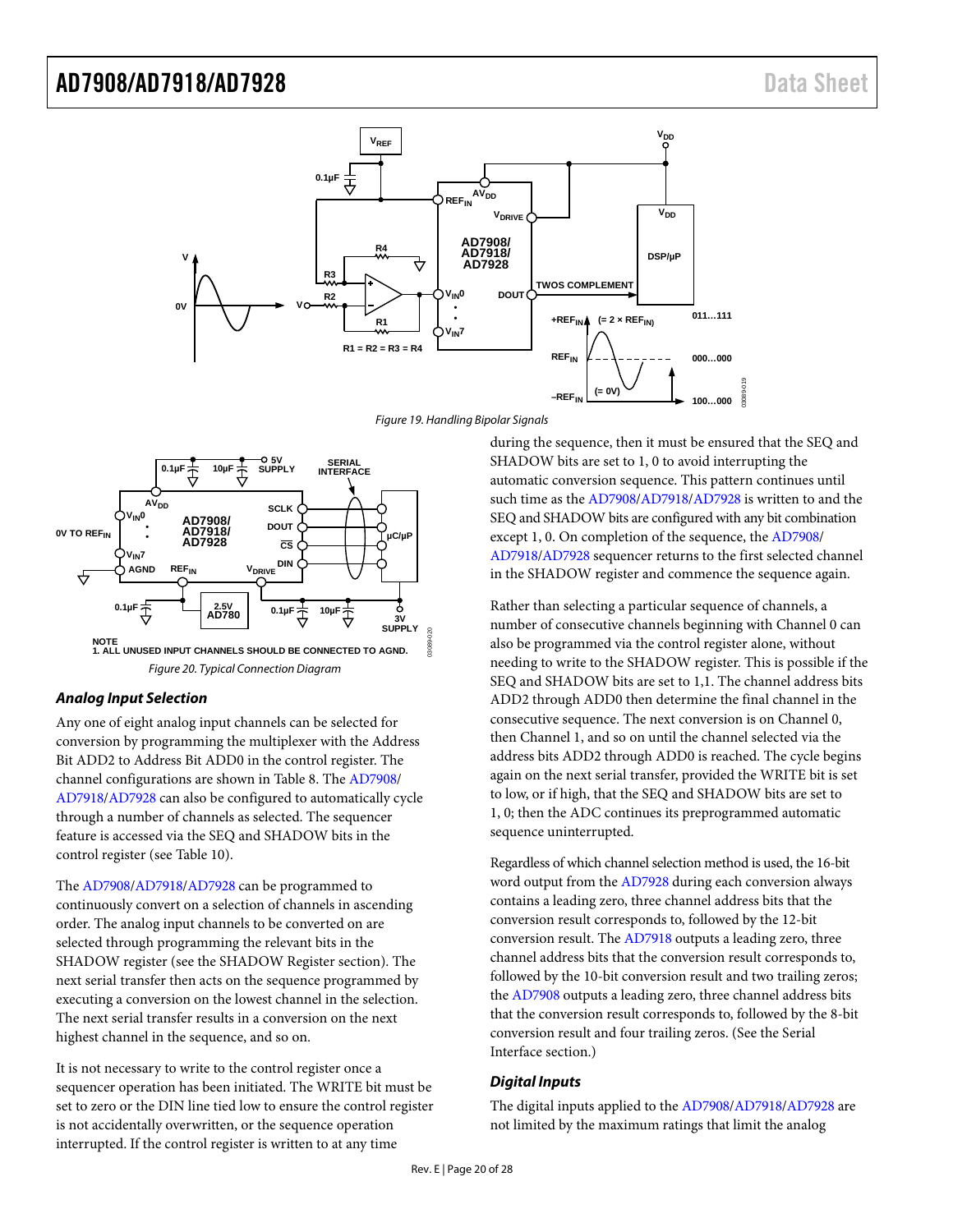*Figure 19. Handling Bipolar Signals*

*Figure 20. Typical Connection Diagram*

### *Analog Input Selection*

Any one of eight analog input channels can be selected for conversion by programming the multiplexer with the Address Bit ADD2 to Address Bit ADD0 in the control register. The channel configurations are shown in Table 8. The AD7908/AD7918/AD7928 can also be configured to automatically cycle through a number of channels as selected. The sequencer feature is accessed via the SEQ and SHADOW bits in the control register (see Table 10).

The AD7908/AD7918/AD7928 can be programmed to continuously convert on a selection of channels in ascending order. The analog input channels to be converted on are selected through programming the relevant bits in the SHADOW register (see the SHADOW Register section). The next serial transfer then acts on the sequence programmed by executing a conversion on the lowest channel in the selection. The next serial transfer results in a conversion on the next highest channel in the sequence, and so on.

It is not necessary to write to the control register once a sequencer operation has been initiated. The WRITE bit must be set to zero or the DIN line tied low to ensure the control register is not accidentally overwritten, or the sequence operation interrupted. If the control register is written to at any time during the sequence, then it must be ensured that the SEQ and SHADOW bits are set to 1, 0 to avoid interrupting the automatic conversion sequence. This pattern continues until such time as the AD7908/AD7918/AD7928 is written to and the SEQ and SHADOW bits are configured with any bit combination except 1, 0. On completion of the sequence, the AD7908/AD7918/AD7928 sequencer returns to the first selected channel in the SHADOW register and commence the sequence again.

Rather than selecting a particular sequence of channels, a number of consecutive channels beginning with Channel 0 can also be programmed via the control register alone, without needing to write to the SHADOW register. This is possible if the SEQ and SHADOW bits are set to 1,1. The channel address bits ADD2 through ADD0 then determine the final channel in the consecutive sequence. The next conversion is on Channel 0, then Channel 1, and so on until the channel selected via the address bits ADD2 through ADD0 is reached. The cycle begins again on the next serial transfer, provided the WRITE bit is set to low, or if high, that the SEQ and SHADOW bits are set to 1, 0; then the ADC continues its preprogrammed automatic sequence uninterrupted.

Regardless of which channel selection method is used, the 16-bit word output from the AD7928 during each conversion always contains a leading zero, three channel address bits that the conversion result corresponds to, followed by the 12-bit conversion result. The AD7918 outputs a leading zero, three channel address bits that the conversion result corresponds to, followed by the 10-bit conversion result and two trailing zeros; the AD7908 outputs a leading zero, three channel address bits that the conversion result corresponds to, followed by the 8-bit conversion result and four trailing zeros. (See the Serial Interface section.)

### *Digital Inputs*

The digital inputs applied to the AD7908/AD7918/AD7928 are not limited by the maximum ratings that limit the analog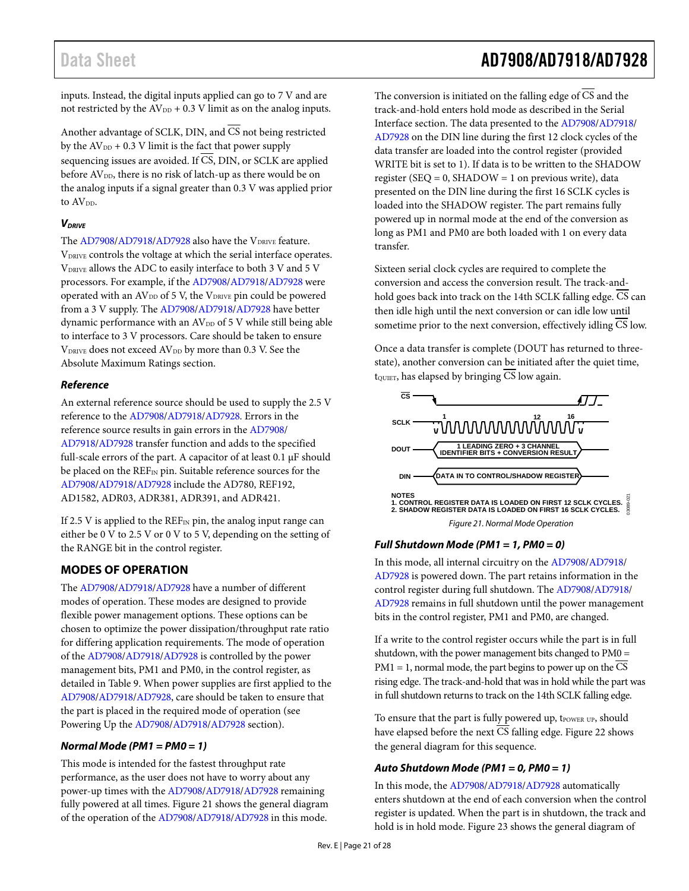inputs. Instead, the digital inputs applied can go to 7 V and are not restricted by the $AV_{DD}$ + 0.3 V limit as on the analog inputs.

Another advantage of SCLK, DIN, and $\overline{CS}$ not being restricted by the $AV_{DD}$ + 0.3 V limit is the fact that power supply sequencing issues are avoided. If $\overline{CS}$, DIN, or SCLK are applied before $AV_{DD}$, there is no risk of latch-up as there would be on the analog inputs if a signal greater than 0.3 V was applied prior to $AV_{DD}$.

### $V_{DRIVE}$

The AD7908/AD7918/AD7928 also have the $V_{DRIVE}$ feature. $V_{DRIVE}$ controls the voltage at which the serial interface operates. $V_{DRIVE}$ allows the ADC to easily interface to both 3 V and 5 V processors. For example, if the AD7908/AD7918/AD7928 were operated with an $AV_{DD}$ of 5 V, the $V_{DRIVE}$ pin could be powered from a 3 V supply. The AD7908/AD7918/AD7928 have better dynamic performance with an $AV_{DD}$ of 5 V while still being able to interface to 3 V processors. Care should be taken to ensure $V_{DRIVE}$ does not exceed $AV_{DD}$ by more than 0.3 V. See the Absolute Maximum Ratings section.

### Reference

An external reference source should be used to supply the 2.5 V reference to the AD7908/AD7918/AD7928. Errors in the reference source results in gain errors in the AD7908/AD7918/AD7928 transfer function and adds to the specified full-scale errors of the part. A capacitor of at least 0.1 µF should be placed on the $REF_{IN}$ pin. Suitable reference sources for the AD7908/AD7918/AD7928 include the AD780, REF192, AD1582, ADR03, ADR381, ADR391, and ADR421.

If 2.5 V is applied to the $REF_{IN}$ pin, the analog input range can either be 0 V to 2.5 V or 0 V to 5 V, depending on the setting of the RANGE bit in the control register.

## MODES OF OPERATION

The AD7908/AD7918/AD7928 have a number of different modes of operation. These modes are designed to provide flexible power management options. These options can be chosen to optimize the power dissipation/throughput rate ratio for differing application requirements. The mode of operation of the AD7908/AD7918/AD7928 is controlled by the power management bits, PM1 and PM0, in the control register, as detailed in Table 9. When power supplies are first applied to the AD7908/AD7918/AD7928, care should be taken to ensure that the part is placed in the required mode of operation (see Powering Up the AD7908/AD7918/AD7928 section).

### Normal Mode (PM1 = PM0 = 1)

This mode is intended for the fastest throughput rate performance, as the user does not have to worry about any power-up times with the AD7908/AD7918/AD7928 remaining fully powered at all times. Figure 21 shows the general diagram of the operation of the AD7908/AD7918/AD7928 in this mode.

The conversion is initiated on the falling edge of $\overline{CS}$ and the track-and-hold enters hold mode as described in the Serial Interface section. The data presented to the AD7908/AD7918/AD7928 on the DIN line during the first 12 clock cycles of the data transfer are loaded into the control register (provided WRITE bit is set to 1). If data is to be written to the SHADOW register (SEQ = 0, SHADOW = 1 on previous write), data presented on the DIN line during the first 16 SCLK cycles is loaded into the SHADOW register. The part remains fully powered up in normal mode at the end of the conversion as long as PM1 and PM0 are both loaded with 1 on every data transfer.

Sixteen serial clock cycles are required to complete the conversion and access the conversion result. The track-and-hold goes back into track on the 14th SCLK falling edge. $\overline{CS}$ can then idle high until the next conversion or can idle low until sometime prior to the next conversion, effectively idling $\overline{CS}$ low.

Once a data transfer is complete (DOUT has returned to three-state), another conversion can be initiated after the quiet time, $t_{QUIET}$, has elapsed by bringing $\overline{CS}$ low again.

CS
SCLK 1 12 16
DOUT 1 LEADING ZERO + 3 CHANNEL IDENTIFIER BITS + CONVERSION RESULT
DIN DATA IN TO CONTROL/SHADOW REGISTER

NOTES
1. CONTROL REGISTER DATA IS LOADED ON FIRST 12 SCLK CYCLES.
2. SHADOW REGISTER DATA IS LOADED ON FIRST 16 SCLK CYCLES.

Figure 21. Normal Mode Operation

### Full Shutdown Mode (PM1 = 1, PM0 = 0)

In this mode, all internal circuitry on the AD7908/AD7918/AD7928 is powered down. The part retains information in the control register during full shutdown. The AD7908/AD7918/AD7928 remains in full shutdown until the power management bits in the control register, PM1 and PM0, are changed.

If a write to the control register occurs while the part is in full shutdown, with the power management bits changed to PM0 = PM1 = 1, normal mode, the part begins to power up on the $\overline{CS}$ rising edge. The track-and-hold that was in hold while the part was in full shutdown returns to track on the 14th SCLK falling edge.

To ensure that the part is fully powered up, $t_{POWER\ UP}$, should have elapsed before the next $\overline{CS}$ falling edge. Figure 22 shows the general diagram for this sequence.

### Auto Shutdown Mode (PM1 = 0, PM0 = 1)

In this mode, the AD7908/AD7918/AD7928 automatically enters shutdown at the end of each conversion when the control register is updated. When the part is in shutdown, the track and hold is in hold mode. Figure 23 shows the general diagram of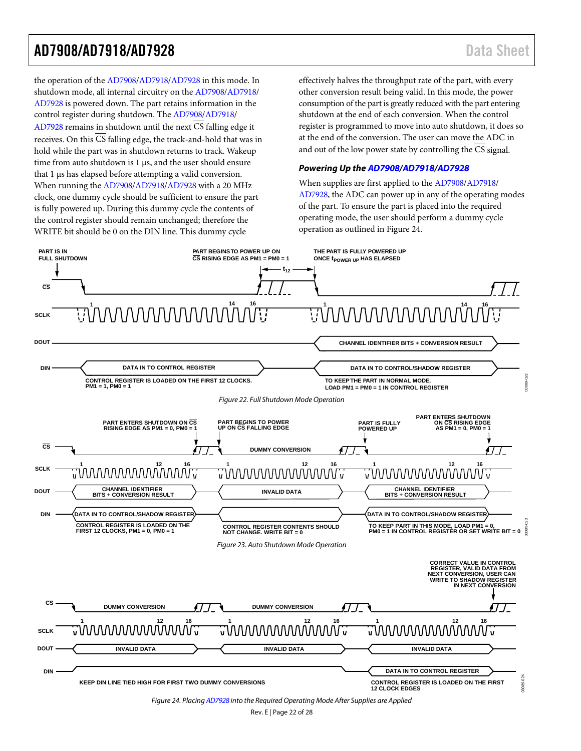the operation of the AD7908/AD7918/AD7928 in this mode. In shutdown mode, all internal circuitry on the AD7908/AD7918/AD7928 is powered down. The part retains information in the control register during shutdown. The AD7908/AD7918/AD7928 remains in shutdown until the next $\overline{CS}$ falling edge it receives. On this $\overline{CS}$ falling edge, the track-and-hold that was in hold while the part was in shutdown returns to track. Wakeup time from auto shutdown is 1 µs, and the user should ensure that 1 µs has elapsed before attempting a valid conversion. When running the AD7908/AD7918/AD7928 with a 20 MHz clock, one dummy cycle should be sufficient to ensure the part is fully powered up. During this dummy cycle the contents of the control register should remain unchanged; therefore the WRITE bit should be 0 on the DIN line. This dummy cycle effectively halves the throughput rate of the part, with every other conversion result being valid. In this mode, the power consumption of the part is greatly reduced with the part entering shutdown at the end of each conversion. When the control register is programmed to move into auto shutdown, it does so at the end of the conversion. The user can move the ADC in and out of the low power state by controlling the $\overline{CS}$ signal.

### Powering Up the AD7908/AD7918/AD7928

When supplies are first applied to the AD7908/AD7918/AD7928, the ADC can power up in any of the operating modes of the part. To ensure the part is placed into the required operating mode, the user should perform a dummy cycle operation as outlined in Figure 24.

Figure 22. Full Shutdown Mode Operation

Figure 23. Auto Shutdown Mode Operation

Figure 24. Placing AD7928 into the Required Operating Mode After Supplies are Applied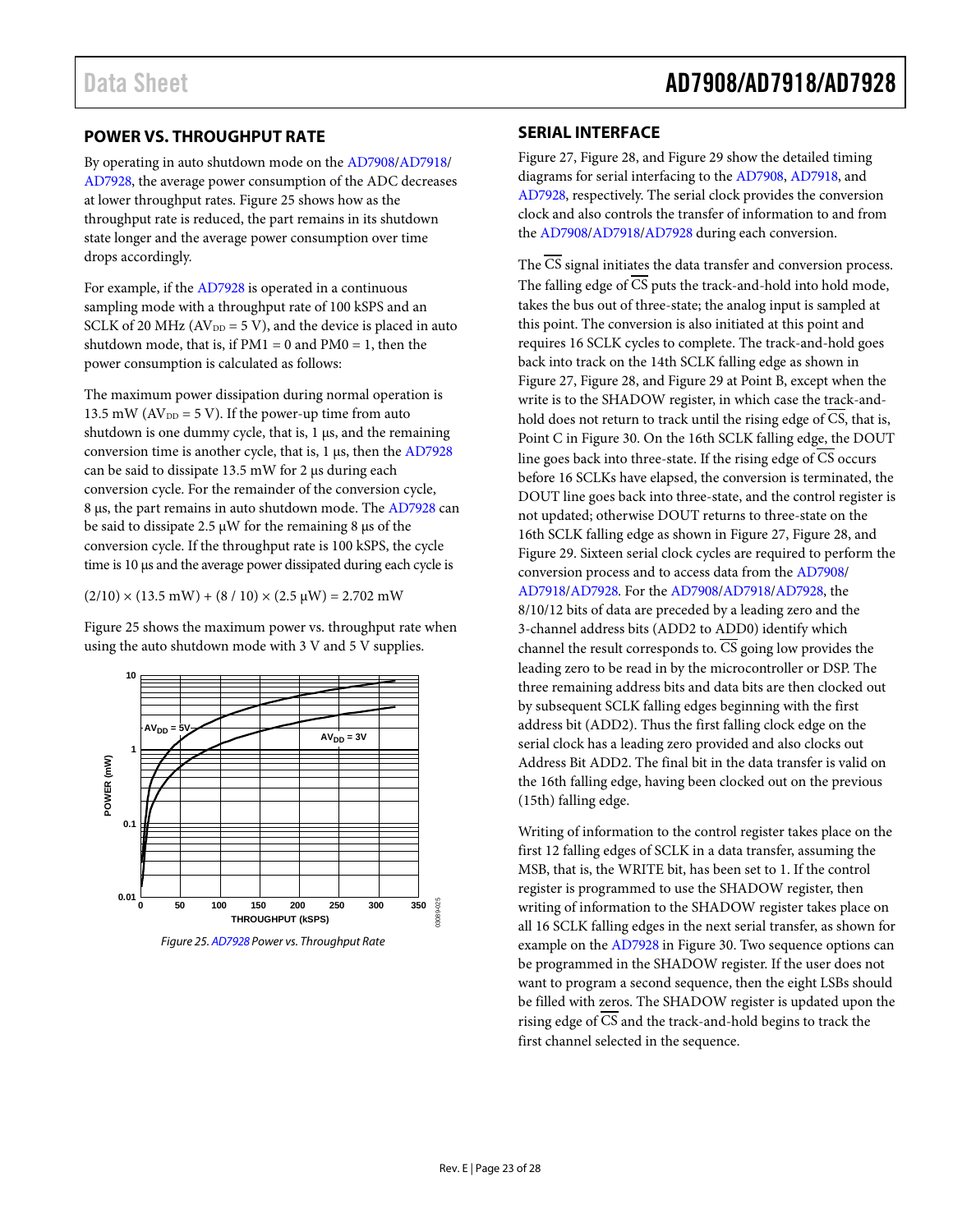## POWER VS. THROUGHPUT RATE

By operating in auto shutdown mode on the AD7908/AD7918/AD7928, the average power consumption of the ADC decreases at lower throughput rates. Figure 25 shows how as the throughput rate is reduced, the part remains in its shutdown state longer and the average power consumption over time drops accordingly.

For example, if the AD7928 is operated in a continuous sampling mode with a throughput rate of 100 kSPS and an SCLK of 20 MHz ($AV_{DD}$ = 5 V), and the device is placed in auto shutdown mode, that is, if PM1 = 0 and PM0 = 1, then the power consumption is calculated as follows:

The maximum power dissipation during normal operation is 13.5 mW ($AV_{DD}$ = 5 V). If the power-up time from auto shutdown is one dummy cycle, that is, 1 µs, and the remaining conversion time is another cycle, that is, 1 µs, then the AD7928 can be said to dissipate 13.5 mW for 2 µs during each conversion cycle. For the remainder of the conversion cycle, 8 µs, the part remains in auto shutdown mode. The AD7928 can be said to dissipate 2.5 µW for the remaining 8 µs of the conversion cycle. If the throughput rate is 100 kSPS, the cycle time is 10 µs and the average power dissipated during each cycle is

$$(2/10) \times (13.5 \text{ mW}) + (8 / 10) \times (2.5 \text{ µW}) = 2.702 \text{ mW}$$

Figure 25 shows the maximum power vs. throughput rate when using the auto shutdown mode with 3 V and 5 V supplies.

Figure 25. AD7928 Power vs. Throughput Rate

## SERIAL INTERFACE

Figure 27, Figure 28, and Figure 29 show the detailed timing diagrams for serial interfacing to the AD7908, AD7918, and AD7928, respectively. The serial clock provides the conversion clock and also controls the transfer of information to and from the AD7908/AD7918/AD7928 during each conversion.

The $\overline{CS}$ signal initiates the data transfer and conversion process. The falling edge of $\overline{CS}$ puts the track-and-hold into hold mode, takes the bus out of three-state; the analog input is sampled at this point. The conversion is also initiated at this point and requires 16 SCLK cycles to complete. The track-and-hold goes back into track on the 14th SCLK falling edge as shown in Figure 27, Figure 28, and Figure 29 at Point B, except when the write is to the SHADOW register, in which case the track-and-hold does not return to track until the rising edge of $\overline{CS}$, that is, Point C in Figure 30. On the 16th SCLK falling edge, the DOUT line goes back into three-state. If the rising edge of $\overline{CS}$ occurs before 16 SCLKs have elapsed, the conversion is terminated, the DOUT line goes back into three-state, and the control register is not updated; otherwise DOUT returns to three-state on the 16th SCLK falling edge as shown in Figure 27, Figure 28, and Figure 29. Sixteen serial clock cycles are required to perform the conversion process and to access data from the AD7908/AD7918/AD7928. For the AD7908/AD7918/AD7928, the 8/10/12 bits of data are preceded by a leading zero and the 3-channel address bits (ADD2 to ADD0) identify which channel the result corresponds to. $\overline{CS}$ going low provides the leading zero to be read in by the microcontroller or DSP. The three remaining address bits and data bits are then clocked out by subsequent SCLK falling edges beginning with the first address bit (ADD2). Thus the first falling clock edge on the serial clock has a leading zero provided and also clocks out Address Bit ADD2. The final bit in the data transfer is valid on the 16th falling edge, having been clocked out on the previous (15th) falling edge.

Writing of information to the control register takes place on the first 12 falling edges of SCLK in a data transfer, assuming the MSB, that is, the WRITE bit, has been set to 1. If the control register is programmed to use the SHADOW register, then writing of information to the SHADOW register takes place on all 16 SCLK falling edges in the next serial transfer, as shown for example on the AD7928 in Figure 30. Two sequence options can be programmed in the SHADOW register. If the user does not want to program a second sequence, then the eight LSBs should be filled with zeros. The SHADOW register is updated upon the rising edge of $\overline{CS}$ and the track-and-hold begins to track the first channel selected in the sequence.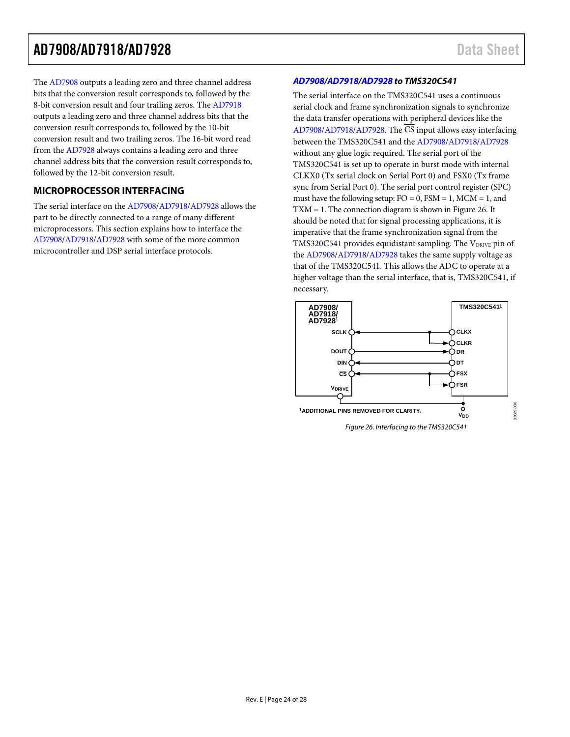The AD7908 outputs a leading zero and three channel address bits that the conversion result corresponds to, followed by the 8-bit conversion result and four trailing zeros. The AD7918 outputs a leading zero and three channel address bits that the conversion result corresponds to, followed by the 10-bit conversion result and two trailing zeros. The 16-bit word read from the AD7928 always contains a leading zero and three channel address bits that the conversion result corresponds to, followed by the 12-bit conversion result.

## MICROPROCESSOR INTERFACING

The serial interface on the AD7908/AD7918/AD7928 allows the part to be directly connected to a range of many different microprocessors. This section explains how to interface the AD7908/AD7918/AD7928 with some of the more common microcontroller and DSP serial interface protocols.

### AD7908/AD7918/AD7928 to TMS320C541

The serial interface on the TMS320C541 uses a continuous serial clock and frame synchronization signals to synchronize the data transfer operations with peripheral devices like the AD7908/AD7918/AD7928. The $\overline{CS}$ input allows easy interfacing between the TMS320C541 and the AD7908/AD7918/AD7928 without any glue logic required. The serial port of the TMS320C541 is set up to operate in burst mode with internal CLKX0 (Tx serial clock on Serial Port 0) and FSX0 (Tx frame sync from Serial Port 0). The serial port control register (SPC) must have the following setup: FO = 0, FSM = 1, MCM = 1, and TXM = 1. The connection diagram is shown in Figure 26. It should be noted that for signal processing applications, it is imperative that the frame synchronization signal from the TMS320C541 provides equidistant sampling. The $V_{DRIVE}$ pin of the AD7908/AD7918/AD7928 takes the same supply voltage as that of the TMS320C541. This allows the ADC to operate at a higher voltage than the serial interface, that is, TMS320C541, if necessary.

AD7908/AD7918/AD7928[1] — SCLK, DOUT, DIN, $\overline{CS}$, $V_{DRIVE}$

TMS320C541[1] — CLKX, CLKR, DR, DT, FSX, FSR

$V_{DD}$

[1]ADDITIONAL PINS REMOVED FOR CLARITY.

Figure 26. Interfacing to the TMS320C541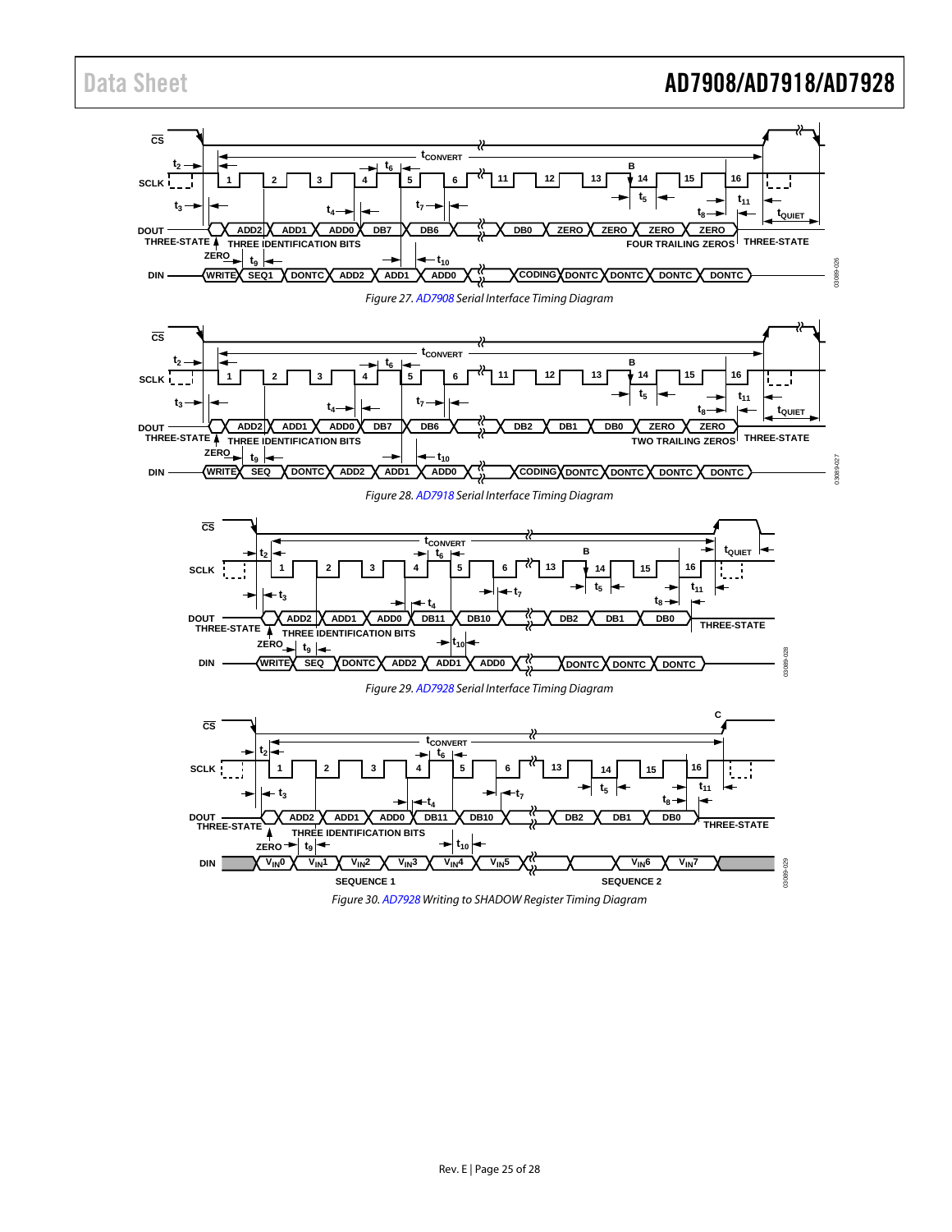Figure 27. AD7908 Serial Interface Timing Diagram

Figure 28. AD7918 Serial Interface Timing Diagram

Figure 29. AD7928 Serial Interface Timing Diagram

Figure 30. AD7928 Writing to SHADOW Register Timing Diagram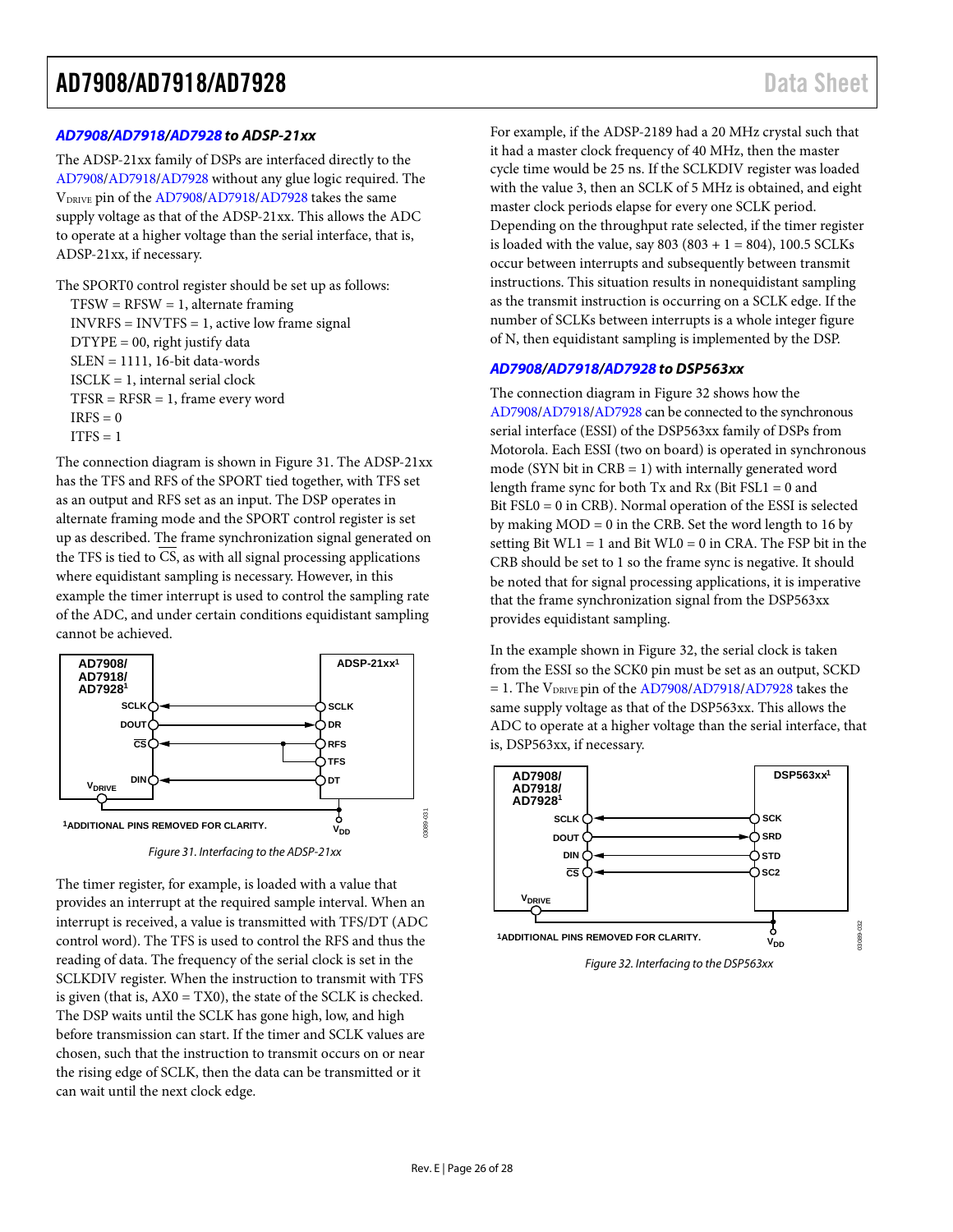### AD7908/AD7918/AD7928 to ADSP-21xx

The ADSP-21xx family of DSPs are interfaced directly to the AD7908/AD7918/AD7928 without any glue logic required. The $V_{DRIVE}$ pin of the AD7908/AD7918/AD7928 takes the same supply voltage as that of the ADSP-21xx. This allows the ADC to operate at a higher voltage than the serial interface, that is, ADSP-21xx, if necessary.

The SPORT0 control register should be set up as follows:

- TFSW = RFSW = 1, alternate framing
- INVRFS = INVTFS = 1, active low frame signal
- DTYPE = 00, right justify data
- SLEN = 1111, 16-bit data-words
- ISCLK = 1, internal serial clock
- TFSR = RFSR = 1, frame every word
- IRFS = 0
- ITFS = 1

The connection diagram is shown in Figure 31. The ADSP-21xx has the TFS and RFS of the SPORT tied together, with TFS set as an output and RFS set as an input. The DSP operates in alternate framing mode and the SPORT control register is set up as described. The frame synchronization signal generated on the TFS is tied to $\overline{CS}$, as with all signal processing applications where equidistant sampling is necessary. However, in this example the timer interrupt is used to control the sampling rate of the ADC, and under certain conditions equidistant sampling cannot be achieved.

Figure 31. Interfacing to the ADSP-21xx

The timer register, for example, is loaded with a value that provides an interrupt at the required sample interval. When an interrupt is received, a value is transmitted with TFS/DT (ADC control word). The TFS is used to control the RFS and thus the reading of data. The frequency of the serial clock is set in the SCLKDIV register. When the instruction to transmit with TFS is given (that is, AX0 = TX0), the state of the SCLK is checked. The DSP waits until the SCLK has gone high, low, and high before transmission can start. If the timer and SCLK values are chosen, such that the instruction to transmit occurs on or near the rising edge of SCLK, then the data can be transmitted or it can wait until the next clock edge.

For example, if the ADSP-2189 had a 20 MHz crystal such that it had a master clock frequency of 40 MHz, then the master cycle time would be 25 ns. If the SCLKDIV register was loaded with the value 3, then an SCLK of 5 MHz is obtained, and eight master clock periods elapse for every one SCLK period. Depending on the throughput rate selected, if the timer register is loaded with the value, say 803 (803 + 1 = 804), 100.5 SCLKs occur between interrupts and subsequently between transmit instructions. This situation results in nonequidistant sampling as the transmit instruction is occurring on a SCLK edge. If the number of SCLKs between interrupts is a whole integer figure of N, then equidistant sampling is implemented by the DSP.

### AD7908/AD7918/AD7928 to DSP563xx

The connection diagram in Figure 32 shows how the AD7908/AD7918/AD7928 can be connected to the synchronous serial interface (ESSI) of the DSP563xx family of DSPs from Motorola. Each ESSI (two on board) is operated in synchronous mode (SYN bit in CRB = 1) with internally generated word length frame sync for both Tx and Rx (Bit FSL1 = 0 and Bit FSL0 = 0 in CRB). Normal operation of the ESSI is selected by making MOD = 0 in the CRB. Set the word length to 16 by setting Bit WL1 = 1 and Bit WL0 = 0 in CRA. The FSP bit in the CRB should be set to 1 so the frame sync is negative. It should be noted that for signal processing applications, it is imperative that the frame synchronization signal from the DSP563xx provides equidistant sampling.

In the example shown in Figure 32, the serial clock is taken from the ESSI so the SCK0 pin must be set as an output, SCKD = 1. The $V_{DRIVE}$ pin of the AD7908/AD7918/AD7928 takes the same supply voltage as that of the DSP563xx. This allows the ADC to operate at a higher voltage than the serial interface, that is, DSP563xx, if necessary.

Figure 32. Interfacing to the DSP563xx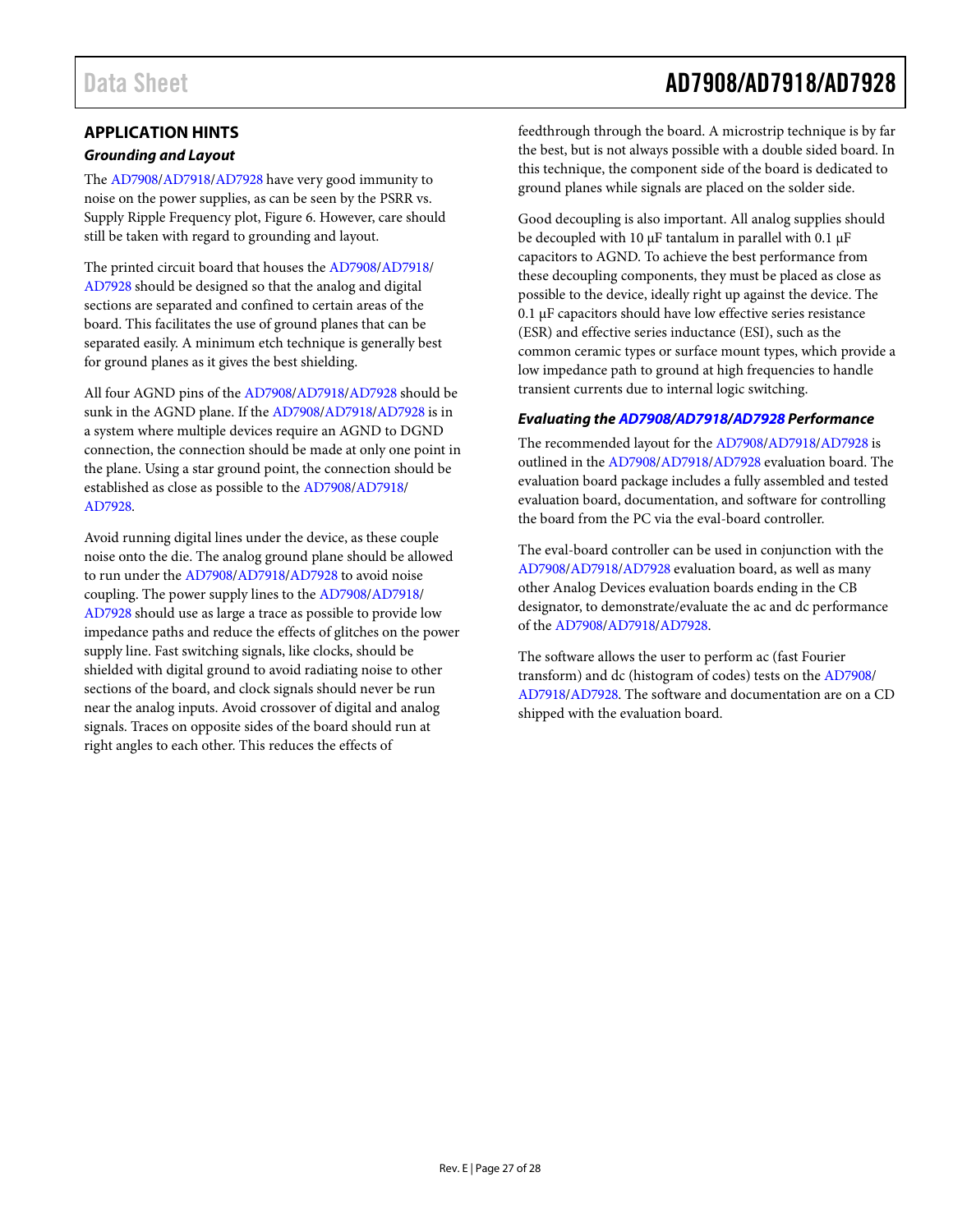## APPLICATION HINTS

### *Grounding and Layout*

The AD7908/AD7918/AD7928 have very good immunity to noise on the power supplies, as can be seen by the PSRR vs. Supply Ripple Frequency plot, Figure 6. However, care should still be taken with regard to grounding and layout.

The printed circuit board that houses the AD7908/AD7918/AD7928 should be designed so that the analog and digital sections are separated and confined to certain areas of the board. This facilitates the use of ground planes that can be separated easily. A minimum etch technique is generally best for ground planes as it gives the best shielding.

All four AGND pins of the AD7908/AD7918/AD7928 should be sunk in the AGND plane. If the AD7908/AD7918/AD7928 is in a system where multiple devices require an AGND to DGND connection, the connection should be made at only one point in the plane. Using a star ground point, the connection should be established as close as possible to the AD7908/AD7918/AD7928.

Avoid running digital lines under the device, as these couple noise onto the die. The analog ground plane should be allowed to run under the AD7908/AD7918/AD7928 to avoid noise coupling. The power supply lines to the AD7908/AD7918/AD7928 should use as large a trace as possible to provide low impedance paths and reduce the effects of glitches on the power supply line. Fast switching signals, like clocks, should be shielded with digital ground to avoid radiating noise to other sections of the board, and clock signals should never be run near the analog inputs. Avoid crossover of digital and analog signals. Traces on opposite sides of the board should run at right angles to each other. This reduces the effects of feedthrough through the board. A microstrip technique is by far the best, but is not always possible with a double sided board. In this technique, the component side of the board is dedicated to ground planes while signals are placed on the solder side.

Good decoupling is also important. All analog supplies should be decoupled with 10 µF tantalum in parallel with 0.1 µF capacitors to AGND. To achieve the best performance from these decoupling components, they must be placed as close as possible to the device, ideally right up against the device. The 0.1 µF capacitors should have low effective series resistance (ESR) and effective series inductance (ESI), such as the common ceramic types or surface mount types, which provide a low impedance path to ground at high frequencies to handle transient currents due to internal logic switching.

### *Evaluating the AD7908/AD7918/AD7928 Performance*

The recommended layout for the AD7908/AD7918/AD7928 is outlined in the AD7908/AD7918/AD7928 evaluation board. The evaluation board package includes a fully assembled and tested evaluation board, documentation, and software for controlling the board from the PC via the eval-board controller.

The eval-board controller can be used in conjunction with the AD7908/AD7918/AD7928 evaluation board, as well as many other Analog Devices evaluation boards ending in the CB designator, to demonstrate/evaluate the ac and dc performance of the AD7908/AD7918/AD7928.

The software allows the user to perform ac (fast Fourier transform) and dc (histogram of codes) tests on the AD7908/AD7918/AD7928. The software and documentation are on a CD shipped with the evaluation board.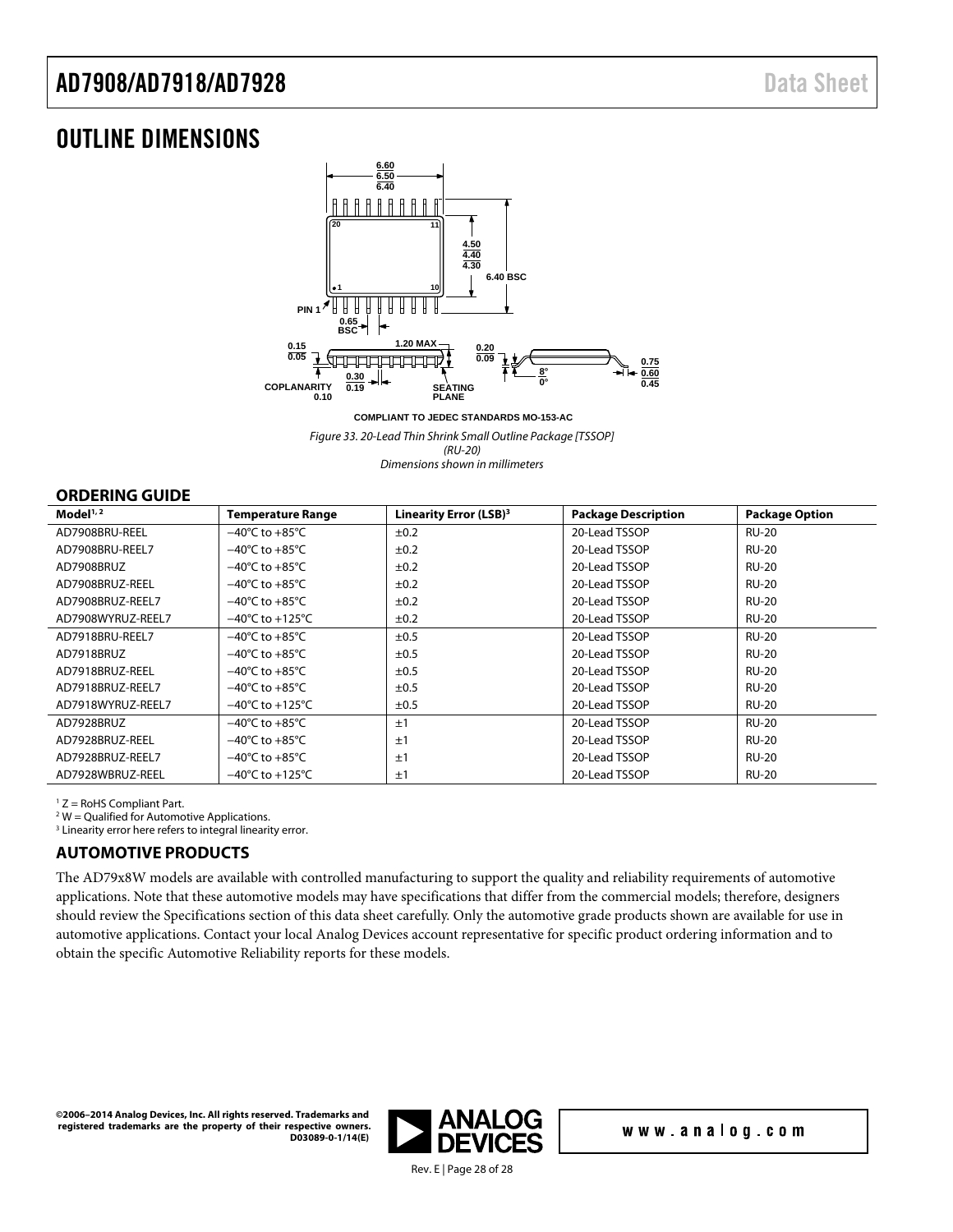# OUTLINE DIMENSIONS

6.60
6.50
6.40

20
11
1
10

4.50
4.40
4.30

6.40 BSC

PIN 1

0.65
BSC

0.15
0.05

1.20 MAX

0.20
0.09

0.75
0.60
0.45

8°
0°

0.30
0.19

COPLANARITY
0.10

SEATING
PLANE

COMPLIANT TO JEDEC STANDARDS MO-153-AC

*Figure 33. 20-Lead Thin Shrink Small Outline Package [TSSOP]*
*(RU-20)*
*Dimensions shown in millimeters*

## ORDERING GUIDE

| Model[1, 2] | Temperature Range | Linearity Error (LSB)[3] | Package Description | Package Option |
|---|---|---|---|---|
| AD7908BRU-REEL | −40°C to +85°C | ±0.2 | 20-Lead TSSOP | RU-20 |
| AD7908BRU-REEL7 | −40°C to +85°C | ±0.2 | 20-Lead TSSOP | RU-20 |
| AD7908BRUZ | −40°C to +85°C | ±0.2 | 20-Lead TSSOP | RU-20 |
| AD7908BRUZ-REEL | −40°C to +85°C | ±0.2 | 20-Lead TSSOP | RU-20 |
| AD7908BRUZ-REEL7 | −40°C to +85°C | ±0.2 | 20-Lead TSSOP | RU-20 |
| AD7908WYRUZ-REEL7 | −40°C to +125°C | ±0.2 | 20-Lead TSSOP | RU-20 |
| AD7918BRU-REEL7 | −40°C to +85°C | ±0.5 | 20-Lead TSSOP | RU-20 |
| AD7918BRUZ | −40°C to +85°C | ±0.5 | 20-Lead TSSOP | RU-20 |
| AD7918BRUZ-REEL | −40°C to +85°C | ±0.5 | 20-Lead TSSOP | RU-20 |
| AD7918BRUZ-REEL7 | −40°C to +85°C | ±0.5 | 20-Lead TSSOP | RU-20 |
| AD7918WYRUZ-REEL7 | −40°C to +125°C | ±0.5 | 20-Lead TSSOP | RU-20 |
| AD7928BRUZ | −40°C to +85°C | ±1 | 20-Lead TSSOP | RU-20 |
| AD7928BRUZ-REEL | −40°C to +85°C | ±1 | 20-Lead TSSOP | RU-20 |
| AD7928BRUZ-REEL7 | −40°C to +85°C | ±1 | 20-Lead TSSOP | RU-20 |
| AD7928WBRUZ-REEL | −40°C to +125°C | ±1 | 20-Lead TSSOP | RU-20 |

[1] Z = RoHS Compliant Part.
[2] W = Qualified for Automotive Applications.
[3] Linearity error here refers to integral linearity error.

## AUTOMOTIVE PRODUCTS

The AD79x8W models are available with controlled manufacturing to support the quality and reliability requirements of automotive applications. Note that these automotive models may have specifications that differ from the commercial models; therefore, designers should review the Specifications section of this data sheet carefully. Only the automotive grade products shown are available for use in automotive applications. Contact your local Analog Devices account representative for specific product ordering information and to obtain the specific Automotive Reliability reports for these models.

**©2006–2014 Analog Devices, Inc. All rights reserved. Trademarks and registered trademarks are the property of their respective owners. D03089-0-1/14(E)**